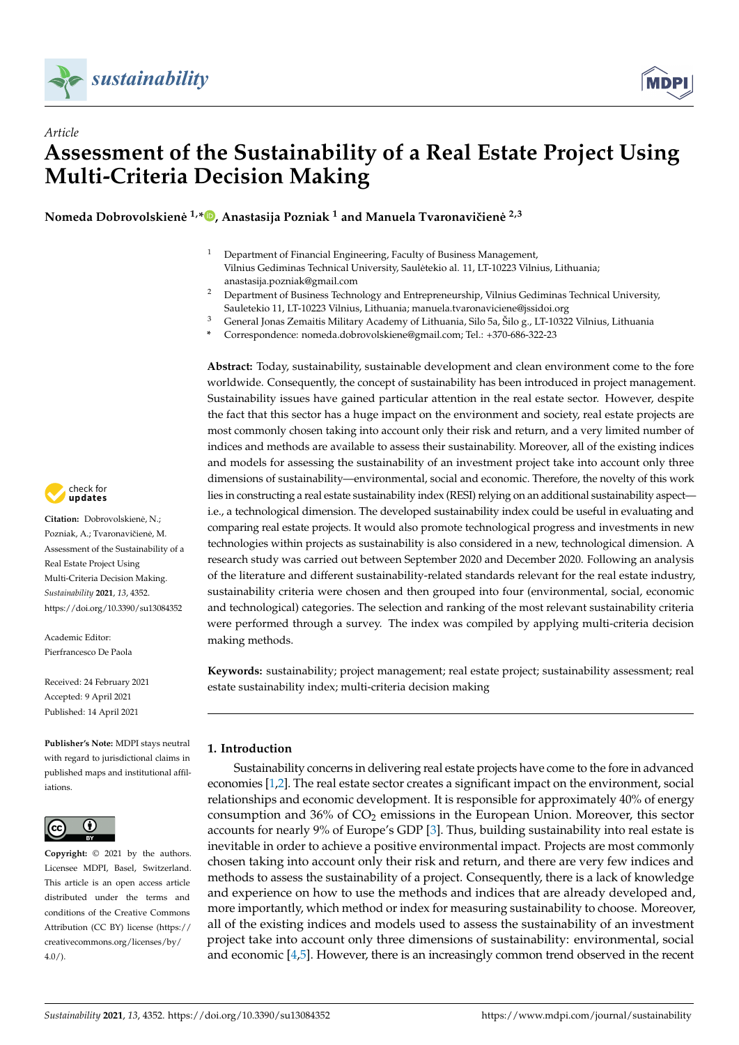*Article*

# Assessment of the Sustainability of a Real Estate Project Using Multi-Criteria Decision Making

**Nomeda Dobrovolskienė [1,*], Anastasija Pozniak [1] and Manuela Tvaronavičienė [2,3]**

[1] Department of Financial Engineering, Faculty of Business Management, Vilnius Gediminas Technical University, Saulėtekio al. 11, LT-10223 Vilnius, Lithuania; anastasija.pozniak@gmail.com

[2] Department of Business Technology and Entrepreneurship, Vilnius Gediminas Technical University, Sauletekio 11, LT-10223 Vilnius, Lithuania; manuela.tvaronaviciene@jssidoi.org

[3] General Jonas Zemaitis Military Academy of Lithuania, Silo 5a, Šilo g., LT-10322 Vilnius, Lithuania

\* Correspondence: nomeda.dobrovolskiene@gmail.com; Tel.: +370-686-322-23

**Abstract:** Today, sustainability, sustainable development and clean environment come to the fore worldwide. Consequently, the concept of sustainability has been introduced in project management. Sustainability issues have gained particular attention in the real estate sector. However, despite the fact that this sector has a huge impact on the environment and society, real estate projects are most commonly chosen taking into account only their risk and return, and a very limited number of indices and methods are available to assess their sustainability. Moreover, all of the existing indices and models for assessing the sustainability of an investment project take into account only three dimensions of sustainability—environmental, social and economic. Therefore, the novelty of this work lies in constructing a real estate sustainability index (RESI) relying on an additional sustainability aspect—i.e., a technological dimension. The developed sustainability index could be useful in evaluating and comparing real estate projects. It would also promote technological progress and investments in new technologies within projects as sustainability is also considered in a new, technological dimension. A research study was carried out between September 2020 and December 2020. Following an analysis of the literature and different sustainability-related standards relevant for the real estate industry, sustainability criteria were chosen and then grouped into four (environmental, social, economic and technological) categories. The selection and ranking of the most relevant sustainability criteria were performed through a survey. The index was compiled by applying multi-criteria decision making methods.

**Keywords:** sustainability; project management; real estate project; sustainability assessment; real estate sustainability index; multi-criteria decision making

**Citation:** Dobrovolskienė, N.; Pozniak, A.; Tvaronavičienė, M. Assessment of the Sustainability of a Real Estate Project Using Multi-Criteria Decision Making. *Sustainability* **2021**, *13*, 4352. https://doi.org/10.3390/su13084352

Academic Editor: Pierfrancesco De Paola

Received: 24 February 2021
Accepted: 9 April 2021
Published: 14 April 2021

**Publisher's Note:** MDPI stays neutral with regard to jurisdictional claims in published maps and institutional affiliations.

**Copyright:** © 2021 by the authors. Licensee MDPI, Basel, Switzerland. This article is an open access article distributed under the terms and conditions of the Creative Commons Attribution (CC BY) license (https://creativecommons.org/licenses/by/4.0/).

## 1. Introduction

Sustainability concerns in delivering real estate projects have come to the fore in advanced economies [1,2]. The real estate sector creates a significant impact on the environment, social relationships and economic development. It is responsible for approximately 40% of energy consumption and 36% of $CO_2$ emissions in the European Union. Moreover, this sector accounts for nearly 9% of Europe's GDP [3]. Thus, building sustainability into real estate is inevitable in order to achieve a positive environmental impact. Projects are most commonly chosen taking into account only their risk and return, and there are very few indices and methods to assess the sustainability of a project. Consequently, there is a lack of knowledge and experience on how to use the methods and indices that are already developed and, more importantly, which method or index for measuring sustainability to choose. Moreover, all of the existing indices and models used to assess the sustainability of an investment project take into account only three dimensions of sustainability: environmental, social and economic [4,5]. However, there is an increasingly common trend observed in the recent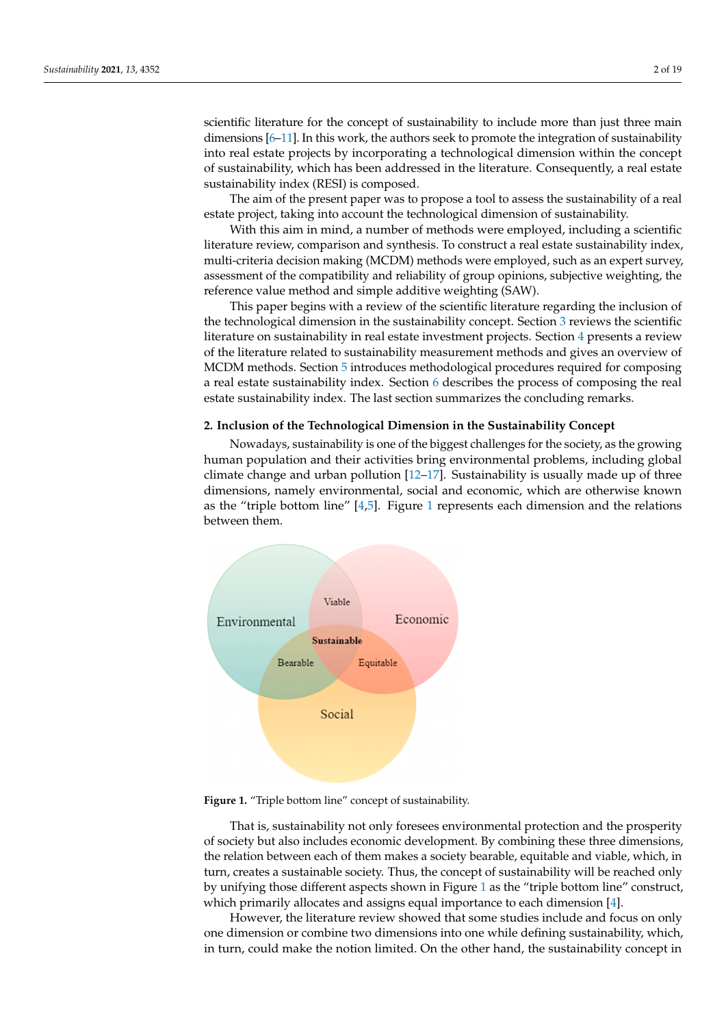scientific literature for the concept of sustainability to include more than just three main dimensions [6–11]. In this work, the authors seek to promote the integration of sustainability into real estate projects by incorporating a technological dimension within the concept of sustainability, which has been addressed in the literature. Consequently, a real estate sustainability index (RESI) is composed.

The aim of the present paper was to propose a tool to assess the sustainability of a real estate project, taking into account the technological dimension of sustainability.

With this aim in mind, a number of methods were employed, including a scientific literature review, comparison and synthesis. To construct a real estate sustainability index, multi-criteria decision making (MCDM) methods were employed, such as an expert survey, assessment of the compatibility and reliability of group opinions, subjective weighting, the reference value method and simple additive weighting (SAW).

This paper begins with a review of the scientific literature regarding the inclusion of the technological dimension in the sustainability concept. Section 3 reviews the scientific literature on sustainability in real estate investment projects. Section 4 presents a review of the literature related to sustainability measurement methods and gives an overview of MCDM methods. Section 5 introduces methodological procedures required for composing a real estate sustainability index. Section 6 describes the process of composing the real estate sustainability index. The last section summarizes the concluding remarks.

## 2. Inclusion of the Technological Dimension in the Sustainability Concept

Nowadays, sustainability is one of the biggest challenges for the society, as the growing human population and their activities bring environmental problems, including global climate change and urban pollution [12–17]. Sustainability is usually made up of three dimensions, namely environmental, social and economic, which are otherwise known as the "triple bottom line" [4,5]. Figure 1 represents each dimension and the relations between them.

**Figure 1.** "Triple bottom line" concept of sustainability.

That is, sustainability not only foresees environmental protection and the prosperity of society but also includes economic development. By combining these three dimensions, the relation between each of them makes a society bearable, equitable and viable, which, in turn, creates a sustainable society. Thus, the concept of sustainability will be reached only by unifying those different aspects shown in Figure 1 as the "triple bottom line" construct, which primarily allocates and assigns equal importance to each dimension [4].

However, the literature review showed that some studies include and focus on only one dimension or combine two dimensions into one while defining sustainability, which, in turn, could make the notion limited. On the other hand, the sustainability concept in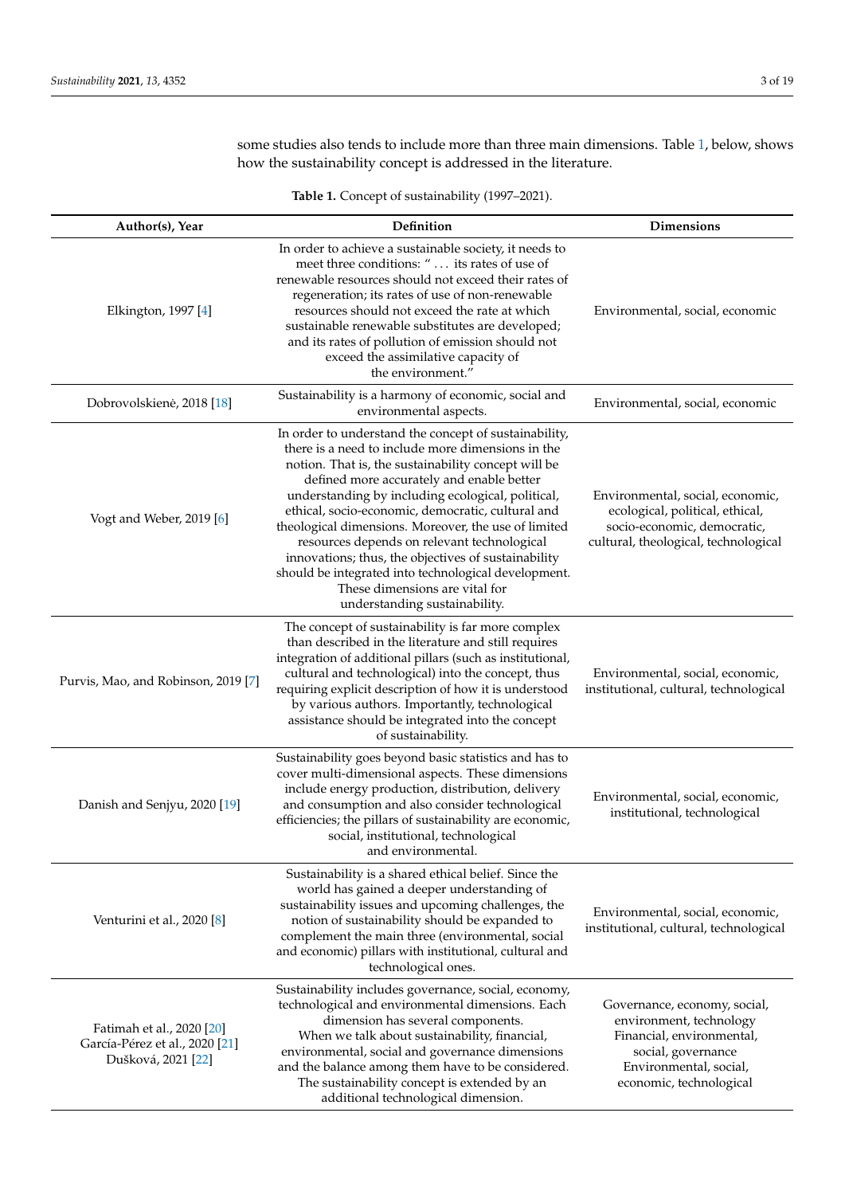some studies also tends to include more than three main dimensions. Table 1, below, shows how the sustainability concept is addressed in the literature.

**Table 1.** Concept of sustainability (1997–2021).

| Author(s), Year | Definition | Dimensions |
| --- | --- | --- |
| Elkington, 1997 [4] | In order to achieve a sustainable society, it needs to meet three conditions: " … its rates of use of renewable resources should not exceed their rates of regeneration; its rates of use of non-renewable resources should not exceed the rate at which sustainable renewable substitutes are developed; and its rates of pollution of emission should not exceed the assimilative capacity of the environment." | Environmental, social, economic |
| Dobrovolskienė, 2018 [18] | Sustainability is a harmony of economic, social and environmental aspects. | Environmental, social, economic |
| Vogt and Weber, 2019 [6] | In order to understand the concept of sustainability, there is a need to include more dimensions in the notion. That is, the sustainability concept will be defined more accurately and enable better understanding by including ecological, political, ethical, socio-economic, democratic, cultural and theological dimensions. Moreover, the use of limited resources depends on relevant technological innovations; thus, the objectives of sustainability should be integrated into technological development. These dimensions are vital for understanding sustainability. | Environmental, social, economic, ecological, political, ethical, socio-economic, democratic, cultural, theological, technological |
| Purvis, Mao, and Robinson, 2019 [7] | The concept of sustainability is far more complex than described in the literature and still requires integration of additional pillars (such as institutional, cultural and technological) into the concept, thus requiring explicit description of how it is understood by various authors. Importantly, technological assistance should be integrated into the concept of sustainability. | Environmental, social, economic, institutional, cultural, technological |
| Danish and Senjyu, 2020 [19] | Sustainability goes beyond basic statistics and has to cover multi-dimensional aspects. These dimensions include energy production, distribution, delivery and consumption and also consider technological efficiencies; the pillars of sustainability are economic, social, institutional, technological and environmental. | Environmental, social, economic, institutional, technological |
| Venturini et al., 2020 [8] | Sustainability is a shared ethical belief. Since the world has gained a deeper understanding of sustainability issues and upcoming challenges, the notion of sustainability should be expanded to complement the main three (environmental, social and economic) pillars with institutional, cultural and technological ones. | Environmental, social, economic, institutional, cultural, technological |
| Fatimah et al., 2020 [20]<br>García-Pérez et al., 2020 [21]<br>Dušková, 2021 [22] | Sustainability includes governance, social, economy, technological and environmental dimensions. Each dimension has several components.<br>When we talk about sustainability, financial, environmental, social and governance dimensions and the balance among them have to be considered.<br>The sustainability concept is extended by an additional technological dimension. | Governance, economy, social, environment, technology<br>Financial, environmental, social, governance<br>Environmental, social, economic, technological |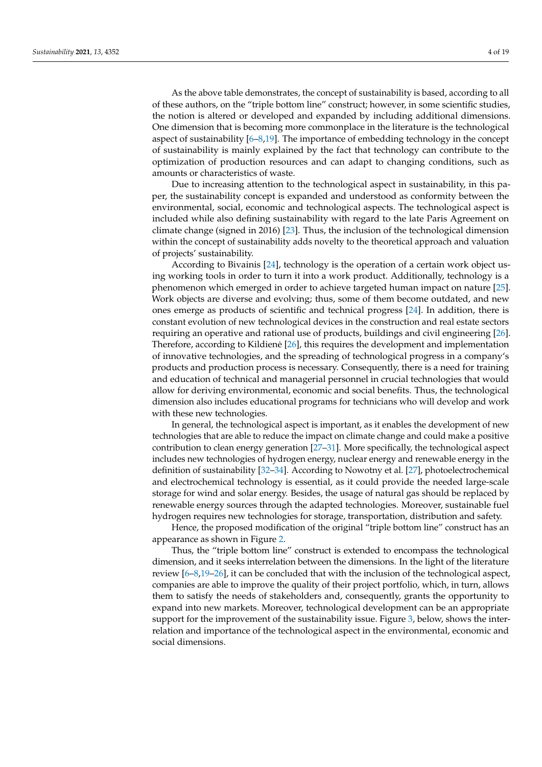As the above table demonstrates, the concept of sustainability is based, according to all of these authors, on the "triple bottom line" construct; however, in some scientific studies, the notion is altered or developed and expanded by including additional dimensions. One dimension that is becoming more commonplace in the literature is the technological aspect of sustainability [6–8,19]. The importance of embedding technology in the concept of sustainability is mainly explained by the fact that technology can contribute to the optimization of production resources and can adapt to changing conditions, such as amounts or characteristics of waste.

Due to increasing attention to the technological aspect in sustainability, in this paper, the sustainability concept is expanded and understood as conformity between the environmental, social, economic and technological aspects. The technological aspect is included while also defining sustainability with regard to the late Paris Agreement on climate change (signed in 2016) [23]. Thus, the inclusion of the technological dimension within the concept of sustainability adds novelty to the theoretical approach and valuation of projects' sustainability.

According to Bivainis [24], technology is the operation of a certain work object using working tools in order to turn it into a work product. Additionally, technology is a phenomenon which emerged in order to achieve targeted human impact on nature [25]. Work objects are diverse and evolving; thus, some of them become outdated, and new ones emerge as products of scientific and technical progress [24]. In addition, there is constant evolution of new technological devices in the construction and real estate sectors requiring an operative and rational use of products, buildings and civil engineering [26]. Therefore, according to Kildienė [26], this requires the development and implementation of innovative technologies, and the spreading of technological progress in a company's products and production process is necessary. Consequently, there is a need for training and education of technical and managerial personnel in crucial technologies that would allow for deriving environmental, economic and social benefits. Thus, the technological dimension also includes educational programs for technicians who will develop and work with these new technologies.

In general, the technological aspect is important, as it enables the development of new technologies that are able to reduce the impact on climate change and could make a positive contribution to clean energy generation [27–31]. More specifically, the technological aspect includes new technologies of hydrogen energy, nuclear energy and renewable energy in the definition of sustainability [32–34]. According to Nowotny et al. [27], photoelectrochemical and electrochemical technology is essential, as it could provide the needed large-scale storage for wind and solar energy. Besides, the usage of natural gas should be replaced by renewable energy sources through the adapted technologies. Moreover, sustainable fuel hydrogen requires new technologies for storage, transportation, distribution and safety.

Hence, the proposed modification of the original "triple bottom line" construct has an appearance as shown in Figure 2.

Thus, the "triple bottom line" construct is extended to encompass the technological dimension, and it seeks interrelation between the dimensions. In the light of the literature review [6–8,19–26], it can be concluded that with the inclusion of the technological aspect, companies are able to improve the quality of their project portfolio, which, in turn, allows them to satisfy the needs of stakeholders and, consequently, grants the opportunity to expand into new markets. Moreover, technological development can be an appropriate support for the improvement of the sustainability issue. Figure 3, below, shows the interrelation and importance of the technological aspect in the environmental, economic and social dimensions.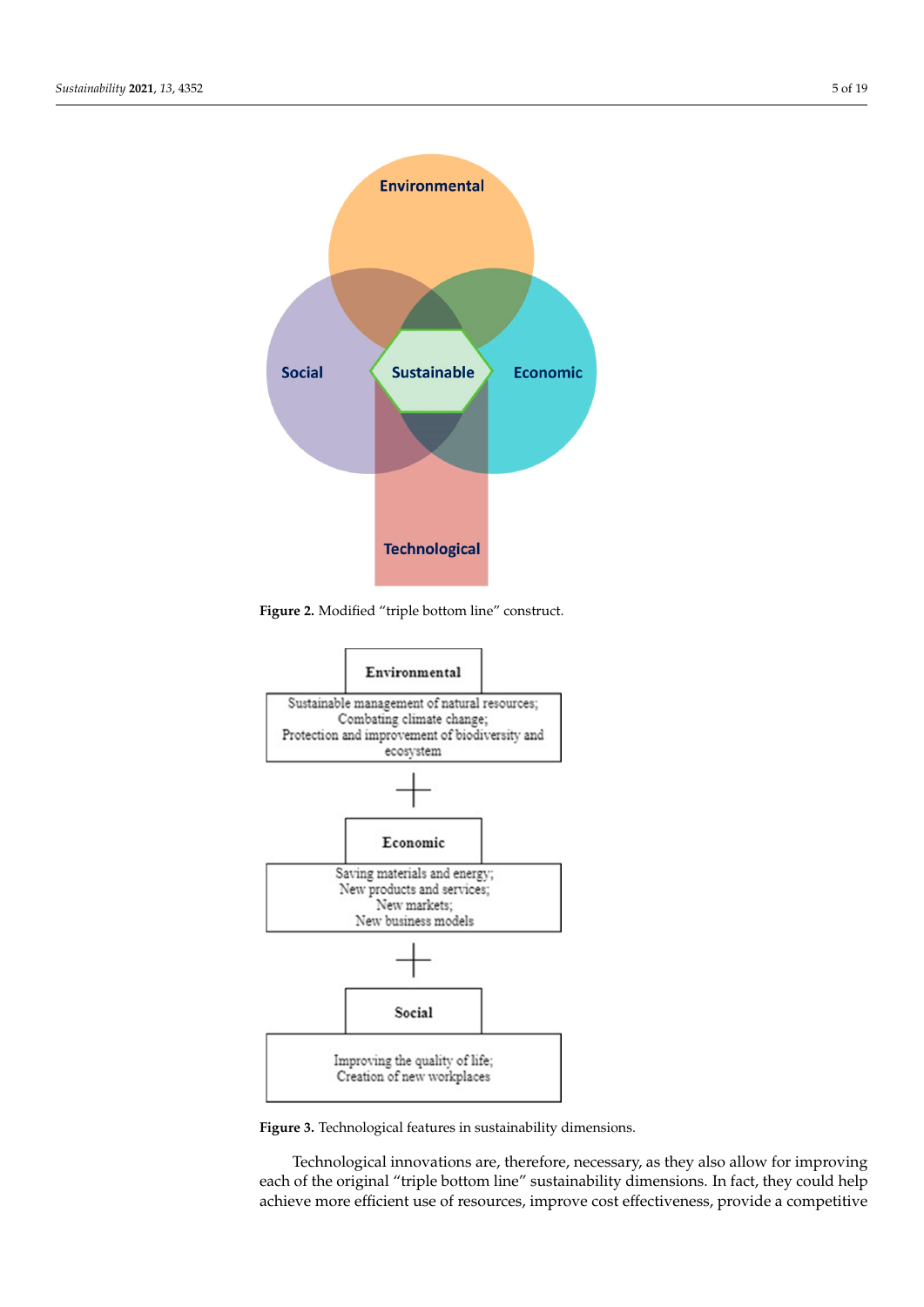Figure 2. Modified "triple bottom line" construct.

**Environmental**

Sustainable management of natural resources;
Combating climate change;
Protection and improvement of biodiversity and ecosystem

+

**Economic**

Saving materials and energy;
New products and services;
New markets;
New business models

+

**Social**

Improving the quality of life;
Creation of new workplaces

Figure 3. Technological features in sustainability dimensions.

Technological innovations are, therefore, necessary, as they also allow for improving each of the original "triple bottom line" sustainability dimensions. In fact, they could help achieve more efficient use of resources, improve cost effectiveness, provide a competitive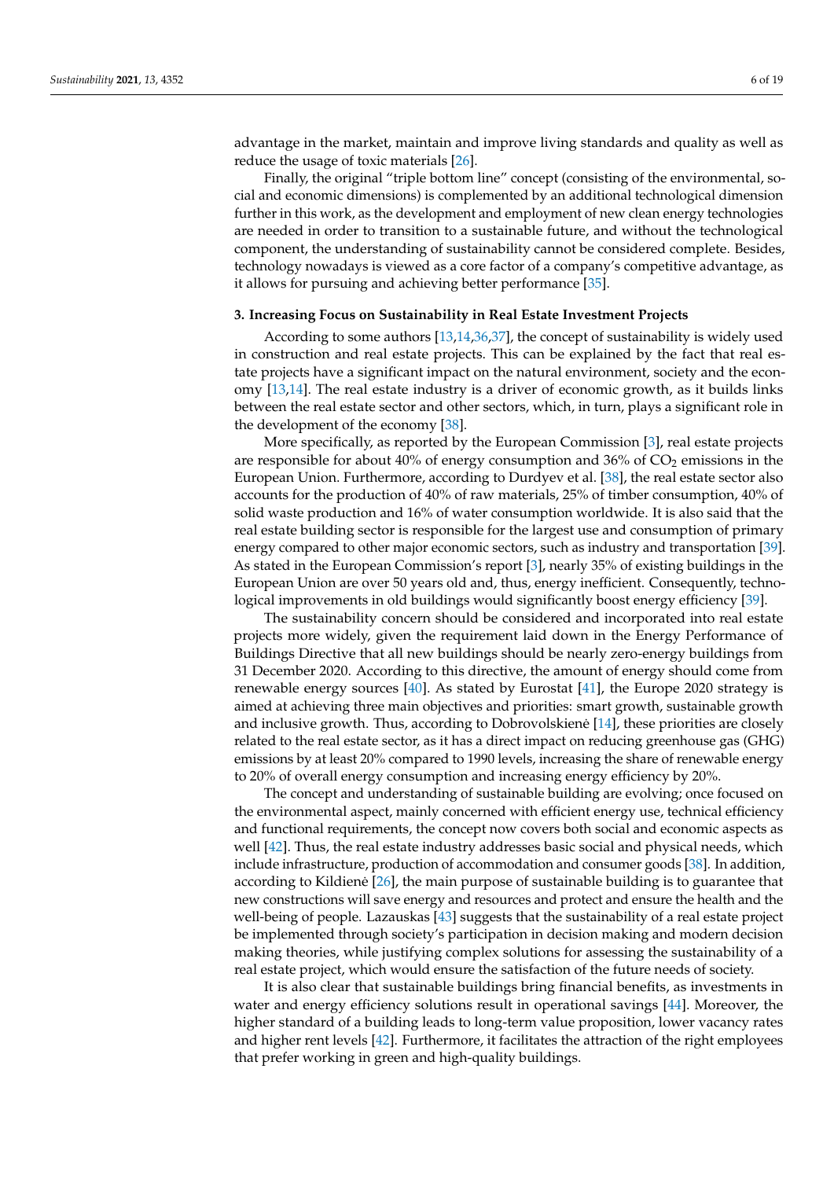advantage in the market, maintain and improve living standards and quality as well as reduce the usage of toxic materials [26].

Finally, the original "triple bottom line" concept (consisting of the environmental, social and economic dimensions) is complemented by an additional technological dimension further in this work, as the development and employment of new clean energy technologies are needed in order to transition to a sustainable future, and without the technological component, the understanding of sustainability cannot be considered complete. Besides, technology nowadays is viewed as a core factor of a company's competitive advantage, as it allows for pursuing and achieving better performance [35].

## 3. Increasing Focus on Sustainability in Real Estate Investment Projects

According to some authors [13,14,36,37], the concept of sustainability is widely used in construction and real estate projects. This can be explained by the fact that real estate projects have a significant impact on the natural environment, society and the economy [13,14]. The real estate industry is a driver of economic growth, as it builds links between the real estate sector and other sectors, which, in turn, plays a significant role in the development of the economy [38].

More specifically, as reported by the European Commission [3], real estate projects are responsible for about 40% of energy consumption and 36% of $CO_2$ emissions in the European Union. Furthermore, according to Durdyev et al. [38], the real estate sector also accounts for the production of 40% of raw materials, 25% of timber consumption, 40% of solid waste production and 16% of water consumption worldwide. It is also said that the real estate building sector is responsible for the largest use and consumption of primary energy compared to other major economic sectors, such as industry and transportation [39]. As stated in the European Commission's report [3], nearly 35% of existing buildings in the European Union are over 50 years old and, thus, energy inefficient. Consequently, technological improvements in old buildings would significantly boost energy efficiency [39].

The sustainability concern should be considered and incorporated into real estate projects more widely, given the requirement laid down in the Energy Performance of Buildings Directive that all new buildings should be nearly zero-energy buildings from 31 December 2020. According to this directive, the amount of energy should come from renewable energy sources [40]. As stated by Eurostat [41], the Europe 2020 strategy is aimed at achieving three main objectives and priorities: smart growth, sustainable growth and inclusive growth. Thus, according to Dobrovolskienė [14], these priorities are closely related to the real estate sector, as it has a direct impact on reducing greenhouse gas (GHG) emissions by at least 20% compared to 1990 levels, increasing the share of renewable energy to 20% of overall energy consumption and increasing energy efficiency by 20%.

The concept and understanding of sustainable building are evolving; once focused on the environmental aspect, mainly concerned with efficient energy use, technical efficiency and functional requirements, the concept now covers both social and economic aspects as well [42]. Thus, the real estate industry addresses basic social and physical needs, which include infrastructure, production of accommodation and consumer goods [38]. In addition, according to Kildienė [26], the main purpose of sustainable building is to guarantee that new constructions will save energy and resources and protect and ensure the health and the well-being of people. Lazauskas [43] suggests that the sustainability of a real estate project be implemented through society's participation in decision making and modern decision making theories, while justifying complex solutions for assessing the sustainability of a real estate project, which would ensure the satisfaction of the future needs of society.

It is also clear that sustainable buildings bring financial benefits, as investments in water and energy efficiency solutions result in operational savings [44]. Moreover, the higher standard of a building leads to long-term value proposition, lower vacancy rates and higher rent levels [42]. Furthermore, it facilitates the attraction of the right employees that prefer working in green and high-quality buildings.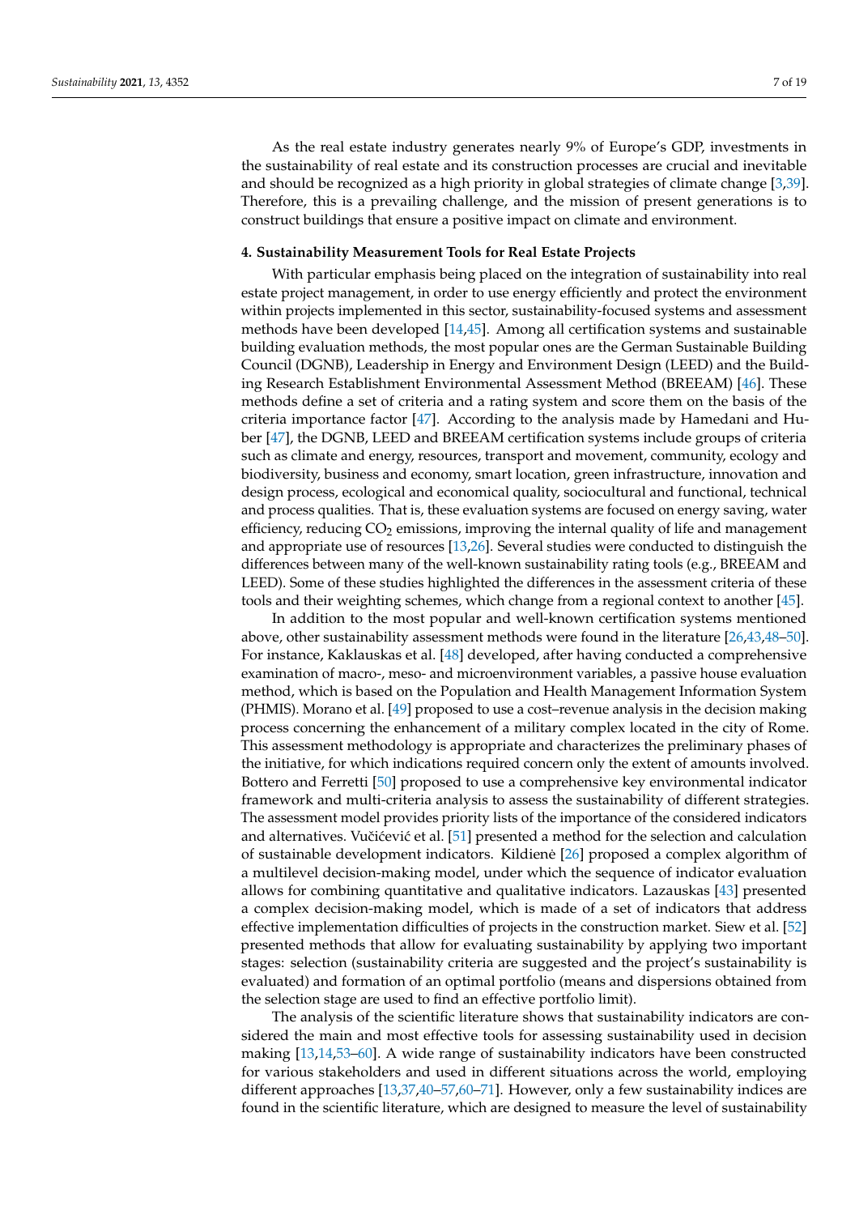As the real estate industry generates nearly 9% of Europe's GDP, investments in the sustainability of real estate and its construction processes are crucial and inevitable and should be recognized as a high priority in global strategies of climate change [3,39]. Therefore, this is a prevailing challenge, and the mission of present generations is to construct buildings that ensure a positive impact on climate and environment.

## 4. Sustainability Measurement Tools for Real Estate Projects

With particular emphasis being placed on the integration of sustainability into real estate project management, in order to use energy efficiently and protect the environment within projects implemented in this sector, sustainability-focused systems and assessment methods have been developed [14,45]. Among all certification systems and sustainable building evaluation methods, the most popular ones are the German Sustainable Building Council (DGNB), Leadership in Energy and Environment Design (LEED) and the Building Research Establishment Environmental Assessment Method (BREEAM) [46]. These methods define a set of criteria and a rating system and score them on the basis of the criteria importance factor [47]. According to the analysis made by Hamedani and Huber [47], the DGNB, LEED and BREEAM certification systems include groups of criteria such as climate and energy, resources, transport and movement, community, ecology and biodiversity, business and economy, smart location, green infrastructure, innovation and design process, ecological and economical quality, sociocultural and functional, technical and process qualities. That is, these evaluation systems are focused on energy saving, water efficiency, reducing $CO_2$ emissions, improving the internal quality of life and management and appropriate use of resources [13,26]. Several studies were conducted to distinguish the differences between many of the well-known sustainability rating tools (e.g., BREEAM and LEED). Some of these studies highlighted the differences in the assessment criteria of these tools and their weighting schemes, which change from a regional context to another [45].

In addition to the most popular and well-known certification systems mentioned above, other sustainability assessment methods were found in the literature [26,43,48–50]. For instance, Kaklauskas et al. [48] developed, after having conducted a comprehensive examination of macro-, meso- and microenvironment variables, a passive house evaluation method, which is based on the Population and Health Management Information System (PHMIS). Morano et al. [49] proposed to use a cost–revenue analysis in the decision making process concerning the enhancement of a military complex located in the city of Rome. This assessment methodology is appropriate and characterizes the preliminary phases of the initiative, for which indications required concern only the extent of amounts involved. Bottero and Ferretti [50] proposed to use a comprehensive key environmental indicator framework and multi-criteria analysis to assess the sustainability of different strategies. The assessment model provides priority lists of the importance of the considered indicators and alternatives. Vučićević et al. [51] presented a method for the selection and calculation of sustainable development indicators. Kildienė [26] proposed a complex algorithm of a multilevel decision-making model, under which the sequence of indicator evaluation allows for combining quantitative and qualitative indicators. Lazauskas [43] presented a complex decision-making model, which is made of a set of indicators that address effective implementation difficulties of projects in the construction market. Siew et al. [52] presented methods that allow for evaluating sustainability by applying two important stages: selection (sustainability criteria are suggested and the project's sustainability is evaluated) and formation of an optimal portfolio (means and dispersions obtained from the selection stage are used to find an effective portfolio limit).

The analysis of the scientific literature shows that sustainability indicators are considered the main and most effective tools for assessing sustainability used in decision making [13,14,53–60]. A wide range of sustainability indicators have been constructed for various stakeholders and used in different situations across the world, employing different approaches [13,37,40–57,60–71]. However, only a few sustainability indices are found in the scientific literature, which are designed to measure the level of sustainability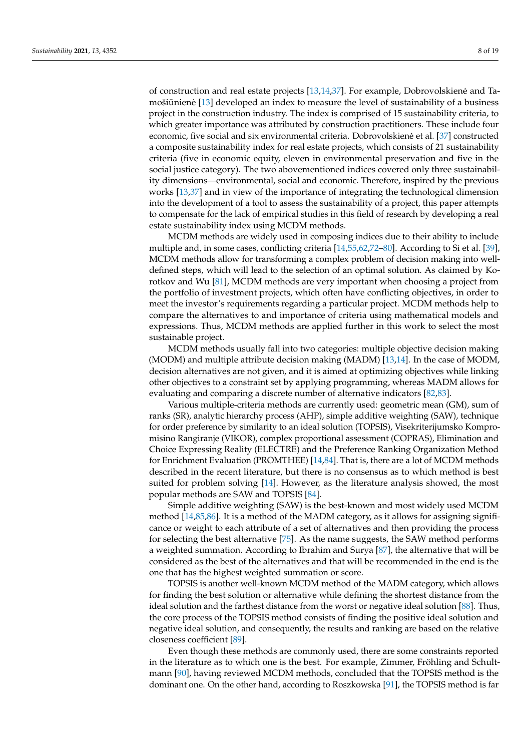of construction and real estate projects [13,14,37]. For example, Dobrovolskienė and Tamošiūnienė [13] developed an index to measure the level of sustainability of a business project in the construction industry. The index is comprised of 15 sustainability criteria, to which greater importance was attributed by construction practitioners. These include four economic, five social and six environmental criteria. Dobrovolskienė et al. [37] constructed a composite sustainability index for real estate projects, which consists of 21 sustainability criteria (five in economic equity, eleven in environmental preservation and five in the social justice category). The two abovementioned indices covered only three sustainability dimensions—environmental, social and economic. Therefore, inspired by the previous works [13,37] and in view of the importance of integrating the technological dimension into the development of a tool to assess the sustainability of a project, this paper attempts to compensate for the lack of empirical studies in this field of research by developing a real estate sustainability index using MCDM methods.

MCDM methods are widely used in composing indices due to their ability to include multiple and, in some cases, conflicting criteria [14,55,62,72–80]. According to Si et al. [39], MCDM methods allow for transforming a complex problem of decision making into well-defined steps, which will lead to the selection of an optimal solution. As claimed by Korotkov and Wu [81], MCDM methods are very important when choosing a project from the portfolio of investment projects, which often have conflicting objectives, in order to meet the investor's requirements regarding a particular project. MCDM methods help to compare the alternatives to and importance of criteria using mathematical models and expressions. Thus, MCDM methods are applied further in this work to select the most sustainable project.

MCDM methods usually fall into two categories: multiple objective decision making (MODM) and multiple attribute decision making (MADM) [13,14]. In the case of MODM, decision alternatives are not given, and it is aimed at optimizing objectives while linking other objectives to a constraint set by applying programming, whereas MADM allows for evaluating and comparing a discrete number of alternative indicators [82,83].

Various multiple-criteria methods are currently used: geometric mean (GM), sum of ranks (SR), analytic hierarchy process (AHP), simple additive weighting (SAW), technique for order preference by similarity to an ideal solution (TOPSIS), Visekriterijumsko Kompromisino Rangiranje (VIKOR), complex proportional assessment (COPRAS), Elimination and Choice Expressing Reality (ELECTRE) and the Preference Ranking Organization Method for Enrichment Evaluation (PROMTHEE) [14,84]. That is, there are a lot of MCDM methods described in the recent literature, but there is no consensus as to which method is best suited for problem solving [14]. However, as the literature analysis showed, the most popular methods are SAW and TOPSIS [84].

Simple additive weighting (SAW) is the best-known and most widely used MCDM method [14,85,86]. It is a method of the MADM category, as it allows for assigning significance or weight to each attribute of a set of alternatives and then providing the process for selecting the best alternative [75]. As the name suggests, the SAW method performs a weighted summation. According to Ibrahim and Surya [87], the alternative that will be considered as the best of the alternatives and that will be recommended in the end is the one that has the highest weighted summation or score.

TOPSIS is another well-known MCDM method of the MADM category, which allows for finding the best solution or alternative while defining the shortest distance from the ideal solution and the farthest distance from the worst or negative ideal solution [88]. Thus, the core process of the TOPSIS method consists of finding the positive ideal solution and negative ideal solution, and consequently, the results and ranking are based on the relative closeness coefficient [89].

Even though these methods are commonly used, there are some constraints reported in the literature as to which one is the best. For example, Zimmer, Fröhling and Schultmann [90], having reviewed MCDM methods, concluded that the TOPSIS method is the dominant one. On the other hand, according to Roszkowska [91], the TOPSIS method is far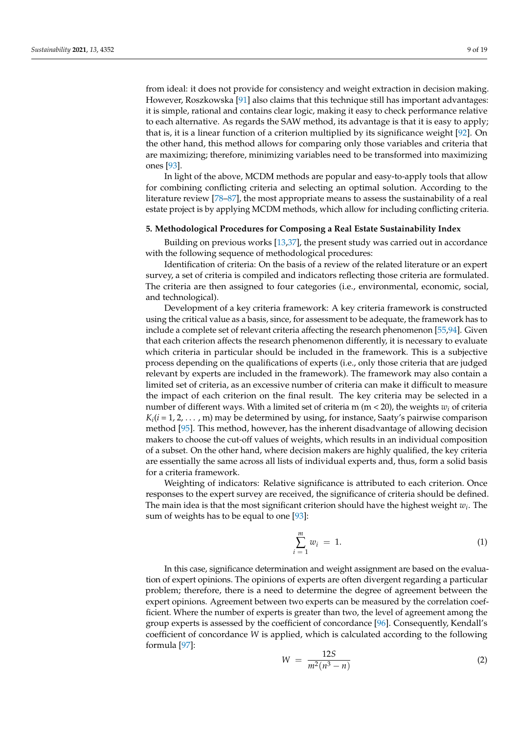from ideal: it does not provide for consistency and weight extraction in decision making. However, Roszkowska [91] also claims that this technique still has important advantages: it is simple, rational and contains clear logic, making it easy to check performance relative to each alternative. As regards the SAW method, its advantage is that it is easy to apply; that is, it is a linear function of a criterion multiplied by its significance weight [92]. On the other hand, this method allows for comparing only those variables and criteria that are maximizing; therefore, minimizing variables need to be transformed into maximizing ones [93].

In light of the above, MCDM methods are popular and easy-to-apply tools that allow for combining conflicting criteria and selecting an optimal solution. According to the literature review [78–87], the most appropriate means to assess the sustainability of a real estate project is by applying MCDM methods, which allow for including conflicting criteria.

## 5. Methodological Procedures for Composing a Real Estate Sustainability Index

Building on previous works [13,37], the present study was carried out in accordance with the following sequence of methodological procedures:

Identification of criteria: On the basis of a review of the related literature or an expert survey, a set of criteria is compiled and indicators reflecting those criteria are formulated. The criteria are then assigned to four categories (i.e., environmental, economic, social, and technological).

Development of a key criteria framework: A key criteria framework is constructed using the critical value as a basis, since, for assessment to be adequate, the framework has to include a complete set of relevant criteria affecting the research phenomenon [55,94]. Given that each criterion affects the research phenomenon differently, it is necessary to evaluate which criteria in particular should be included in the framework. This is a subjective process depending on the qualifications of experts (i.e., only those criteria that are judged relevant by experts are included in the framework). The framework may also contain a limited set of criteria, as an excessive number of criteria can make it difficult to measure the impact of each criterion on the final result. The key criteria may be selected in a number of different ways. With a limited set of criteria m (m < 20), the weights $w_i$ of criteria $K_i (i = 1, 2, \ldots, m)$ may be determined by using, for instance, Saaty's pairwise comparison method [95]. This method, however, has the inherent disadvantage of allowing decision makers to choose the cut-off values of weights, which results in an individual composition of a subset. On the other hand, where decision makers are highly qualified, the key criteria are essentially the same across all lists of individual experts and, thus, form a solid basis for a criteria framework.

Weighting of indicators: Relative significance is attributed to each criterion. Once responses to the expert survey are received, the significance of criteria should be defined. The main idea is that the most significant criterion should have the highest weight $w_i$. The sum of weights has to be equal to one [93]:

$$\sum_{i=1}^{m} w_i = 1. \tag{1}$$

In this case, significance determination and weight assignment are based on the evaluation of expert opinions. The opinions of experts are often divergent regarding a particular problem; therefore, there is a need to determine the degree of agreement between the expert opinions. Agreement between two experts can be measured by the correlation coefficient. Where the number of experts is greater than two, the level of agreement among the group experts is assessed by the coefficient of concordance [96]. Consequently, Kendall's coefficient of concordance $W$ is applied, which is calculated according to the following formula [97]:

$$W = \frac{12S}{m^2(n^3 - n)} \tag{2}$$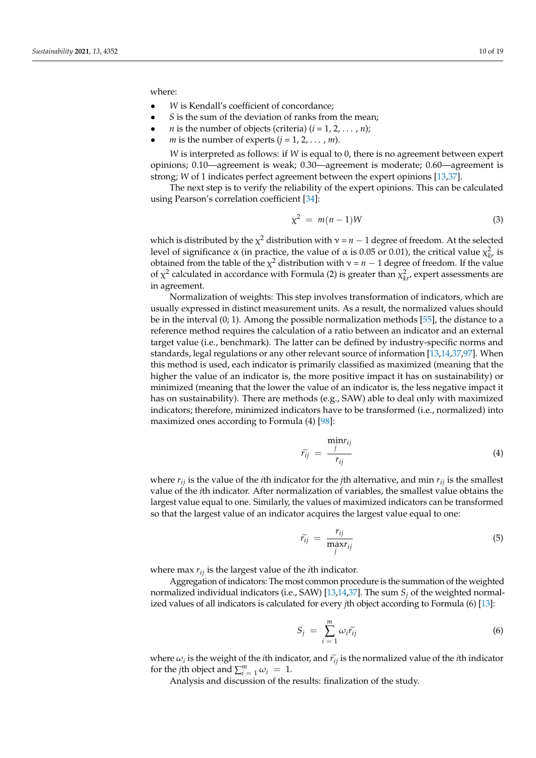where:

- $W$ is Kendall's coefficient of concordance;
- $S$ is the sum of the deviation of ranks from the mean;
- $n$ is the number of objects (criteria) ($i = 1, 2, \ldots, n$);
- $m$ is the number of experts ($j = 1, 2, \ldots, m$).

$W$ is interpreted as follows: if $W$ is equal to 0, there is no agreement between expert opinions; 0.10—agreement is weak; 0.30—agreement is moderate; 0.60—agreement is strong; $W$ of 1 indicates perfect agreement between the expert opinions [13,37].

The next step is to verify the reliability of the expert opinions. This can be calculated using Pearson's correlation coefficient [34]:

$$\chi^2 = m(n-1)W \tag{3}$$

which is distributed by the $\chi^2$ distribution with $\nu = n - 1$ degree of freedom. At the selected level of significance $\alpha$ (in practice, the value of $\alpha$ is 0.05 or 0.01), the critical value $\chi^2_{kr}$ is obtained from the table of the $\chi^2$ distribution with $\nu = n - 1$ degree of freedom. If the value of $\chi^2$ calculated in accordance with Formula (2) is greater than $\chi^2_{kr}$, expert assessments are in agreement.

Normalization of weights: This step involves transformation of indicators, which are usually expressed in distinct measurement units. As a result, the normalized values should be in the interval (0; 1). Among the possible normalization methods [55], the distance to a reference method requires the calculation of a ratio between an indicator and an external target value (i.e., benchmark). The latter can be defined by industry-specific norms and standards, legal regulations or any other relevant source of information [13,14,37,97]. When this method is used, each indicator is primarily classified as maximized (meaning that the higher the value of an indicator is, the more positive impact it has on sustainability) or minimized (meaning that the lower the value of an indicator is, the less negative impact it has on sustainability). There are methods (e.g., SAW) able to deal only with maximized indicators; therefore, minimized indicators have to be transformed (i.e., normalized) into maximized ones according to Formula (4) [98]:

$$\widetilde{r_{ij}} = \frac{\min_{j} r_{ij}}{r_{ij}} \tag{4}$$

where $r_{ij}$ is the value of the $i$th indicator for the $j$th alternative, and $\min r_{ij}$ is the smallest value of the $i$th indicator. After normalization of variables, the smallest value obtains the largest value equal to one. Similarly, the values of maximized indicators can be transformed so that the largest value of an indicator acquires the largest value equal to one:

$$\widetilde{r_{ij}} = \frac{r_{ij}}{\max_{j} r_{ij}} \tag{5}$$

where $\max r_{ij}$ is the largest value of the $i$th indicator.

Aggregation of indicators: The most common procedure is the summation of the weighted normalized individual indicators (i.e., SAW) [13,14,37]. The sum $S_j$ of the weighted normalized values of all indicators is calculated for every $j$th object according to Formula (6) [13]:

$$S_j = \sum_{i=1}^{m} \omega_i \widetilde{r_{ij}} \tag{6}$$

where $\omega_i$ is the weight of the $i$th indicator, and $\widetilde{r_{ij}}$ is the normalized value of the $i$th indicator for the $j$th object and $\sum_{i=1}^{m} \omega_i = 1$.

Analysis and discussion of the results: finalization of the study.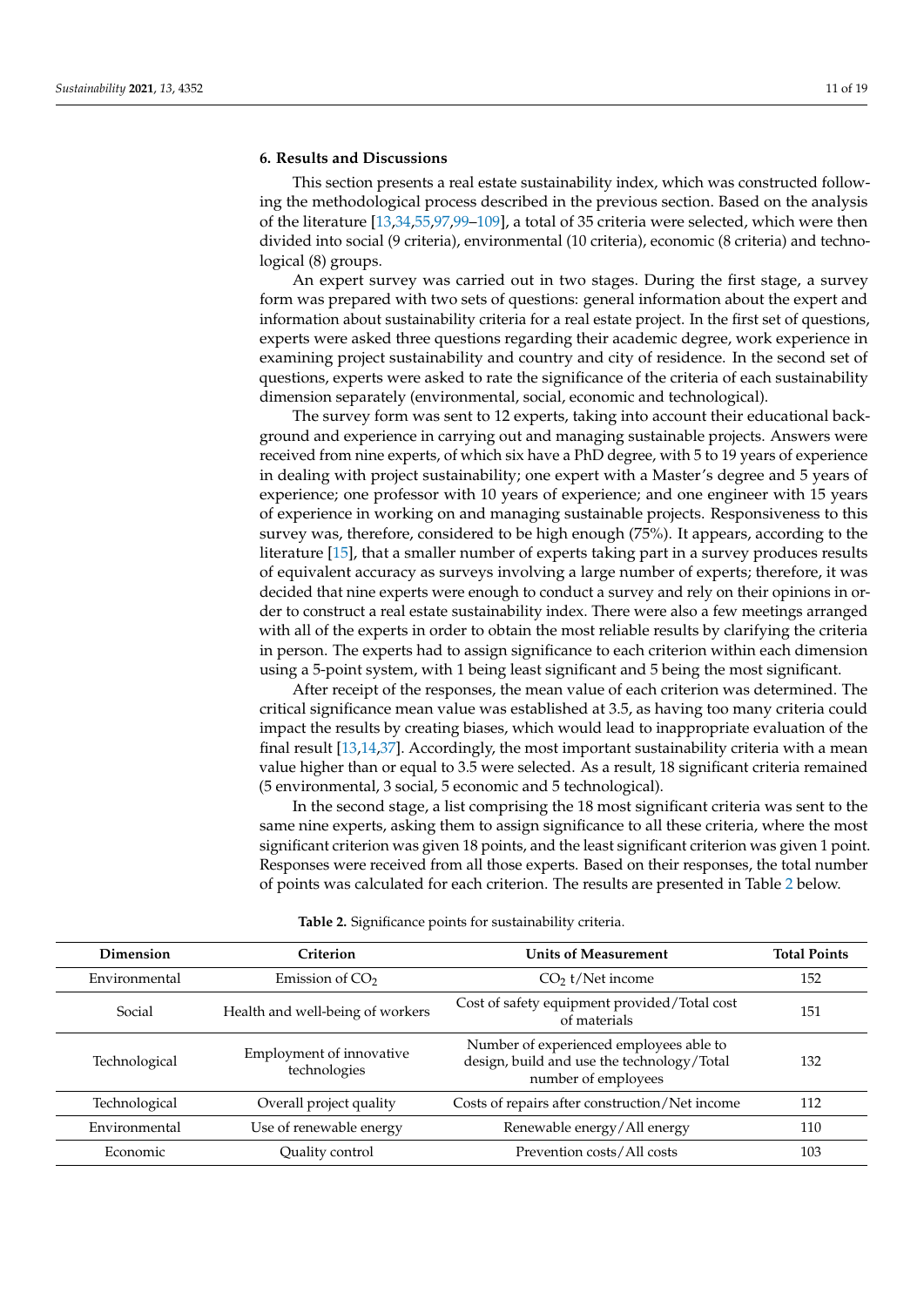## 6. Results and Discussions

This section presents a real estate sustainability index, which was constructed following the methodological process described in the previous section. Based on the analysis of the literature [13,34,55,97,99–109], a total of 35 criteria were selected, which were then divided into social (9 criteria), environmental (10 criteria), economic (8 criteria) and technological (8) groups.

An expert survey was carried out in two stages. During the first stage, a survey form was prepared with two sets of questions: general information about the expert and information about sustainability criteria for a real estate project. In the first set of questions, experts were asked three questions regarding their academic degree, work experience in examining project sustainability and country and city of residence. In the second set of questions, experts were asked to rate the significance of the criteria of each sustainability dimension separately (environmental, social, economic and technological).

The survey form was sent to 12 experts, taking into account their educational background and experience in carrying out and managing sustainable projects. Answers were received from nine experts, of which six have a PhD degree, with 5 to 19 years of experience in dealing with project sustainability; one expert with a Master's degree and 5 years of experience; one professor with 10 years of experience; and one engineer with 15 years of experience in working on and managing sustainable projects. Responsiveness to this survey was, therefore, considered to be high enough (75%). It appears, according to the literature [15], that a smaller number of experts taking part in a survey produces results of equivalent accuracy as surveys involving a large number of experts; therefore, it was decided that nine experts were enough to conduct a survey and rely on their opinions in order to construct a real estate sustainability index. There were also a few meetings arranged with all of the experts in order to obtain the most reliable results by clarifying the criteria in person. The experts had to assign significance to each criterion within each dimension using a 5-point system, with 1 being least significant and 5 being the most significant.

After receipt of the responses, the mean value of each criterion was determined. The critical significance mean value was established at 3.5, as having too many criteria could impact the results by creating biases, which would lead to inappropriate evaluation of the final result [13,14,37]. Accordingly, the most important sustainability criteria with a mean value higher than or equal to 3.5 were selected. As a result, 18 significant criteria remained (5 environmental, 3 social, 5 economic and 5 technological).

In the second stage, a list comprising the 18 most significant criteria was sent to the same nine experts, asking them to assign significance to all these criteria, where the most significant criterion was given 18 points, and the least significant criterion was given 1 point. Responses were received from all those experts. Based on their responses, the total number of points was calculated for each criterion. The results are presented in Table 2 below.

**Table 2.** Significance points for sustainability criteria.

| Dimension | Criterion | Units of Measurement | Total Points |
|---|---|---|---|
| Environmental | Emission of $CO_2$ | $CO_2$ t/Net income | 152 |
| Social | Health and well-being of workers | Cost of safety equipment provided/Total cost of materials | 151 |
| Technological | Employment of innovative technologies | Number of experienced employees able to design, build and use the technology/Total number of employees | 132 |
| Technological | Overall project quality | Costs of repairs after construction/Net income | 112 |
| Environmental | Use of renewable energy | Renewable energy/All energy | 110 |
| Economic | Quality control | Prevention costs/All costs | 103 |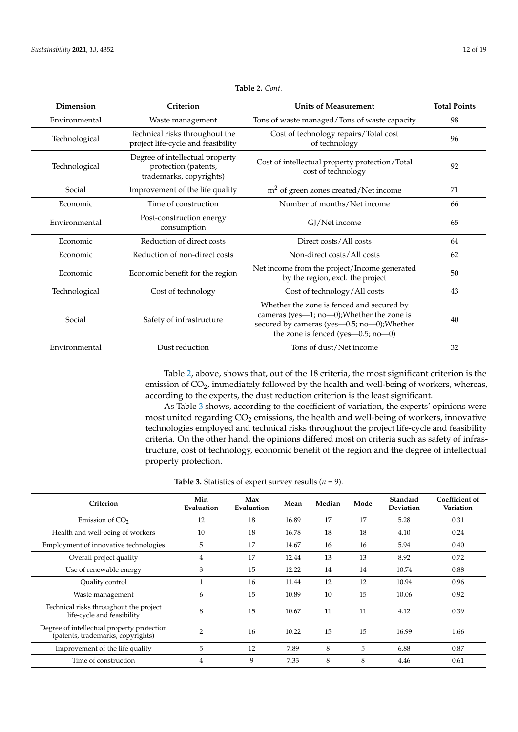**Table 2.** *Cont.*

| Dimension | Criterion | Units of Measurement | Total Points |
|---|---|---|---|
| Environmental | Waste management | Tons of waste managed/Tons of waste capacity | 98 |
| Technological | Technical risks throughout the project life-cycle and feasibility | Cost of technology repairs/Total cost of technology | 96 |
| Technological | Degree of intellectual property protection (patents, trademarks, copyrights) | Cost of intellectual property protection/Total cost of technology | 92 |
| Social | Improvement of the life quality | $m^2$ of green zones created/Net income | 71 |
| Economic | Time of construction | Number of months/Net income | 66 |
| Environmental | Post-construction energy consumption | GJ/Net income | 65 |
| Economic | Reduction of direct costs | Direct costs/All costs | 64 |
| Economic | Reduction of non-direct costs | Non-direct costs/All costs | 62 |
| Economic | Economic benefit for the region | Net income from the project/Income generated by the region, excl. the project | 50 |
| Technological | Cost of technology | Cost of technology/All costs | 43 |
| Social | Safety of infrastructure | Whether the zone is fenced and secured by cameras (yes—1; no—0);Whether the zone is secured by cameras (yes—0.5; no—0);Whether the zone is fenced (yes—0.5; no—0) | 40 |
| Environmental | Dust reduction | Tons of dust/Net income | 32 |

Table 2, above, shows that, out of the 18 criteria, the most significant criterion is the emission of $CO_2$, immediately followed by the health and well-being of workers, whereas, according to the experts, the dust reduction criterion is the least significant.

As Table 3 shows, according to the coefficient of variation, the experts' opinions were most united regarding $CO_2$ emissions, the health and well-being of workers, innovative technologies employed and technical risks throughout the project life-cycle and feasibility criteria. On the other hand, the opinions differed most on criteria such as safety of infrastructure, cost of technology, economic benefit of the region and the degree of intellectual property protection.

**Table 3.** Statistics of expert survey results ($n$ = 9).

| Criterion | Min Evaluation | Max Evaluation | Mean | Median | Mode | Standard Deviation | Coefficient of Variation |
|---|---|---|---|---|---|---|---|
| Emission of $CO_2$ | 12 | 18 | 16.89 | 17 | 17 | 5.28 | 0.31 |
| Health and well-being of workers | 10 | 18 | 16.78 | 18 | 18 | 4.10 | 0.24 |
| Employment of innovative technologies | 5 | 17 | 14.67 | 16 | 16 | 5.94 | 0.40 |
| Overall project quality | 4 | 17 | 12.44 | 13 | 13 | 8.92 | 0.72 |
| Use of renewable energy | 3 | 15 | 12.22 | 14 | 14 | 10.74 | 0.88 |
| Quality control | 1 | 16 | 11.44 | 12 | 12 | 10.94 | 0.96 |
| Waste management | 6 | 15 | 10.89 | 10 | 15 | 10.06 | 0.92 |
| Technical risks throughout the project life-cycle and feasibility | 8 | 15 | 10.67 | 11 | 11 | 4.12 | 0.39 |
| Degree of intellectual property protection (patents, trademarks, copyrights) | 2 | 16 | 10.22 | 15 | 15 | 16.99 | 1.66 |
| Improvement of the life quality | 5 | 12 | 7.89 | 8 | 5 | 6.88 | 0.87 |
| Time of construction | 4 | 9 | 7.33 | 8 | 8 | 4.46 | 0.61 |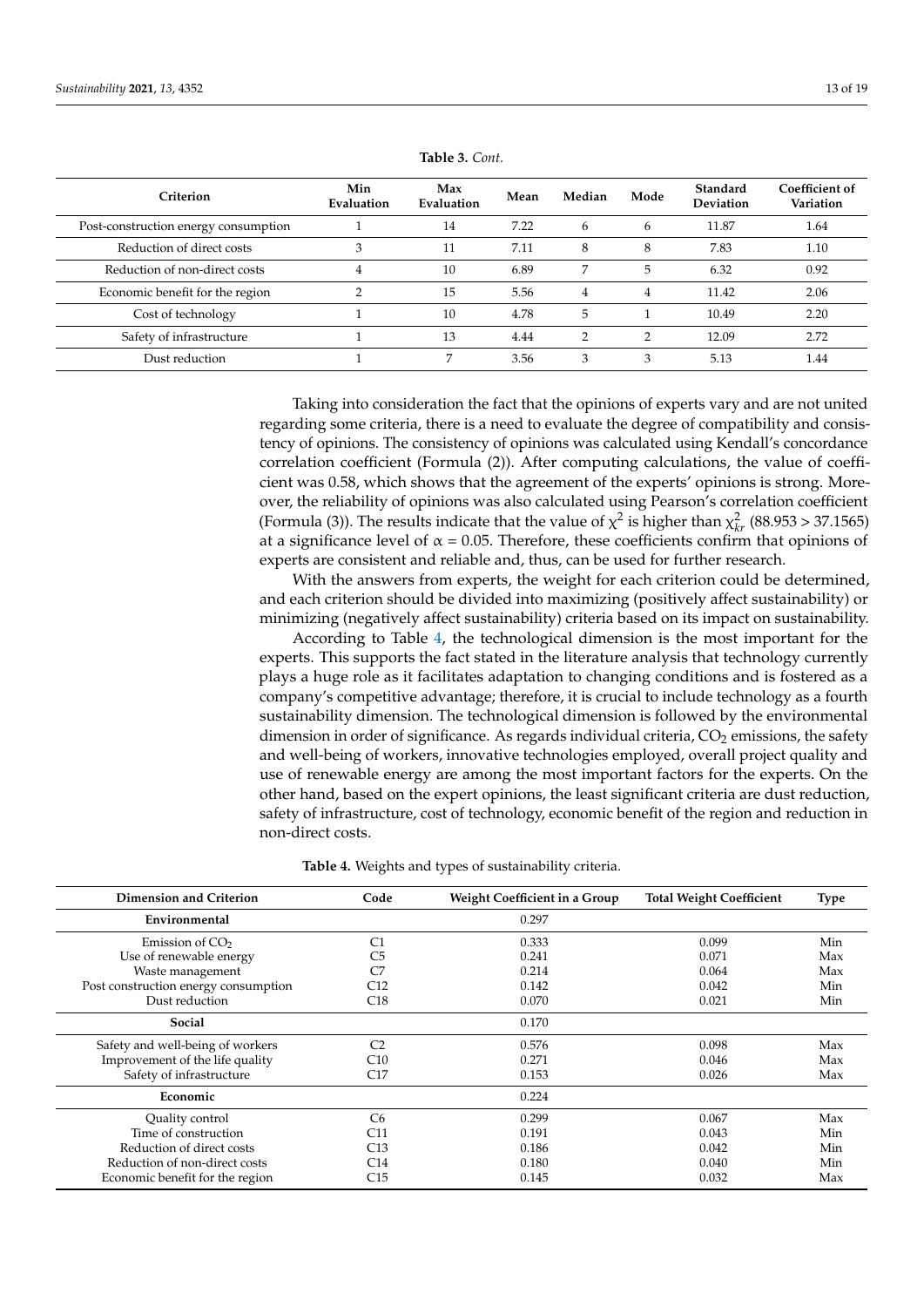**Table 3.** *Cont.*

| Criterion | Min Evaluation | Max Evaluation | Mean | Median | Mode | Standard Deviation | Coefficient of Variation |
|---|---|---|---|---|---|---|---|
| Post-construction energy consumption | 1 | 14 | 7.22 | 6 | 6 | 11.87 | 1.64 |
| Reduction of direct costs | 3 | 11 | 7.11 | 8 | 8 | 7.83 | 1.10 |
| Reduction of non-direct costs | 4 | 10 | 6.89 | 7 | 5 | 6.32 | 0.92 |
| Economic benefit for the region | 2 | 15 | 5.56 | 4 | 4 | 11.42 | 2.06 |
| Cost of technology | 1 | 10 | 4.78 | 5 | 1 | 10.49 | 2.20 |
| Safety of infrastructure | 1 | 13 | 4.44 | 2 | 2 | 12.09 | 2.72 |
| Dust reduction | 1 | 7 | 3.56 | 3 | 3 | 5.13 | 1.44 |

Taking into consideration the fact that the opinions of experts vary and are not united regarding some criteria, there is a need to evaluate the degree of compatibility and consistency of opinions. The consistency of opinions was calculated using Kendall's concordance correlation coefficient (Formula (2)). After computing calculations, the value of coefficient was 0.58, which shows that the agreement of the experts' opinions is strong. Moreover, the reliability of opinions was also calculated using Pearson's correlation coefficient (Formula (3)). The results indicate that the value of $\chi^2$ is higher than $\chi^2_{kr}$ (88.953 > 37.1565) at a significance level of $\alpha = 0.05$. Therefore, these coefficients confirm that opinions of experts are consistent and reliable and, thus, can be used for further research.

With the answers from experts, the weight for each criterion could be determined, and each criterion should be divided into maximizing (positively affect sustainability) or minimizing (negatively affect sustainability) criteria based on its impact on sustainability.

According to Table 4, the technological dimension is the most important for the experts. This supports the fact stated in the literature analysis that technology currently plays a huge role as it facilitates adaptation to changing conditions and is fostered as a company's competitive advantage; therefore, it is crucial to include technology as a fourth sustainability dimension. The technological dimension is followed by the environmental dimension in order of significance. As regards individual criteria, $CO_2$ emissions, the safety and well-being of workers, innovative technologies employed, overall project quality and use of renewable energy are among the most important factors for the experts. On the other hand, based on the expert opinions, the least significant criteria are dust reduction, safety of infrastructure, cost of technology, economic benefit of the region and reduction in non-direct costs.

**Table 4.** Weights and types of sustainability criteria.

| Dimension and Criterion | Code | Weight Coefficient in a Group | Total Weight Coefficient | Type |
|---|---|---|---|---|
| **Environmental** | | 0.297 | | |
| Emission of $CO_2$ | C1 | 0.333 | 0.099 | Min |
| Use of renewable energy | C5 | 0.241 | 0.071 | Max |
| Waste management | C7 | 0.214 | 0.064 | Max |
| Post construction energy consumption | C12 | 0.142 | 0.042 | Min |
| Dust reduction | C18 | 0.070 | 0.021 | Min |
| **Social** | | 0.170 | | |
| Safety and well-being of workers | C2 | 0.576 | 0.098 | Max |
| Improvement of the life quality | C10 | 0.271 | 0.046 | Max |
| Safety of infrastructure | C17 | 0.153 | 0.026 | Max |
| **Economic** | | 0.224 | | |
| Quality control | C6 | 0.299 | 0.067 | Max |
| Time of construction | C11 | 0.191 | 0.043 | Min |
| Reduction of direct costs | C13 | 0.186 | 0.042 | Min |
| Reduction of non-direct costs | C14 | 0.180 | 0.040 | Min |
| Economic benefit for the region | C15 | 0.145 | 0.032 | Max |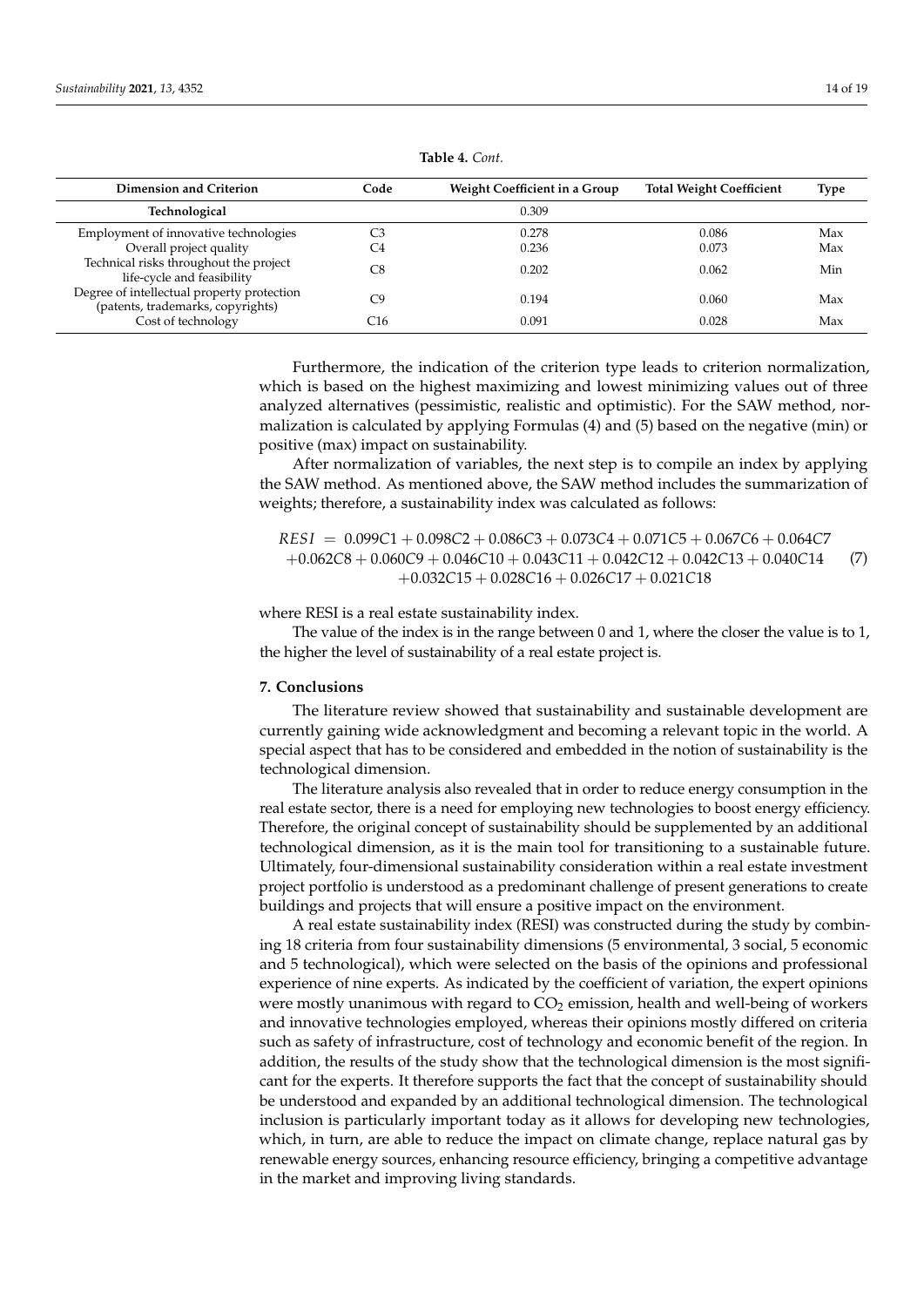**Table 4.** *Cont.*

| Dimension and Criterion | Code | Weight Coefficient in a Group | Total Weight Coefficient | Type |
|---|---|---|---|---|
| **Technological** | | 0.309 | | |
| Employment of innovative technologies | C3 | 0.278 | 0.086 | Max |
| Overall project quality | C4 | 0.236 | 0.073 | Max |
| Technical risks throughout the project life-cycle and feasibility | C8 | 0.202 | 0.062 | Min |
| Degree of intellectual property protection (patents, trademarks, copyrights) | C9 | 0.194 | 0.060 | Max |
| Cost of technology | C16 | 0.091 | 0.028 | Max |

Furthermore, the indication of the criterion type leads to criterion normalization, which is based on the highest maximizing and lowest minimizing values out of three analyzed alternatives (pessimistic, realistic and optimistic). For the SAW method, normalization is calculated by applying Formulas (4) and (5) based on the negative (min) or positive (max) impact on sustainability.

After normalization of variables, the next step is to compile an index by applying the SAW method. As mentioned above, the SAW method includes the summarization of weights; therefore, a sustainability index was calculated as follows:

$$\begin{aligned} RESI = \ & 0.099C1 + 0.098C2 + 0.086C3 + 0.073C4 + 0.071C5 + 0.067C6 + 0.064C7 \\ & + 0.062C8 + 0.060C9 + 0.046C10 + 0.043C11 + 0.042C12 + 0.042C13 + 0.040C14 \\ & + 0.032C15 + 0.028C16 + 0.026C17 + 0.021C18 \end{aligned} \tag{7}$$

where RESI is a real estate sustainability index.

The value of the index is in the range between 0 and 1, where the closer the value is to 1, the higher the level of sustainability of a real estate project is.

## 7. Conclusions

The literature review showed that sustainability and sustainable development are currently gaining wide acknowledgment and becoming a relevant topic in the world. A special aspect that has to be considered and embedded in the notion of sustainability is the technological dimension.

The literature analysis also revealed that in order to reduce energy consumption in the real estate sector, there is a need for employing new technologies to boost energy efficiency. Therefore, the original concept of sustainability should be supplemented by an additional technological dimension, as it is the main tool for transitioning to a sustainable future. Ultimately, four-dimensional sustainability consideration within a real estate investment project portfolio is understood as a predominant challenge of present generations to create buildings and projects that will ensure a positive impact on the environment.

A real estate sustainability index (RESI) was constructed during the study by combining 18 criteria from four sustainability dimensions (5 environmental, 3 social, 5 economic and 5 technological), which were selected on the basis of the opinions and professional experience of nine experts. As indicated by the coefficient of variation, the expert opinions were mostly unanimous with regard to $CO_2$ emission, health and well-being of workers and innovative technologies employed, whereas their opinions mostly differed on criteria such as safety of infrastructure, cost of technology and economic benefit of the region. In addition, the results of the study show that the technological dimension is the most significant for the experts. It therefore supports the fact that the concept of sustainability should be understood and expanded by an additional technological dimension. The technological inclusion is particularly important today as it allows for developing new technologies, which, in turn, are able to reduce the impact on climate change, replace natural gas by renewable energy sources, enhancing resource efficiency, bringing a competitive advantage in the market and improving living standards.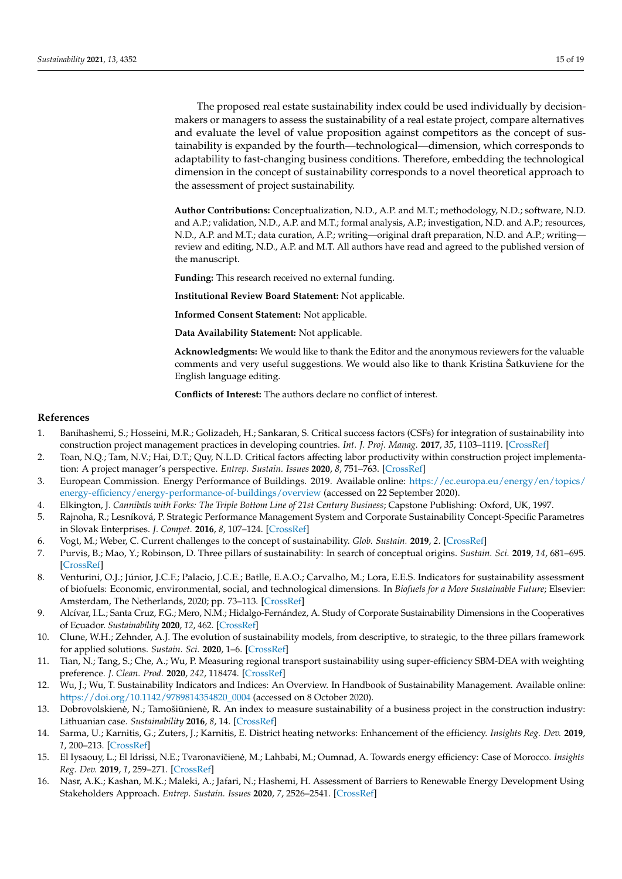The proposed real estate sustainability index could be used individually by decision-makers or managers to assess the sustainability of a real estate project, compare alternatives and evaluate the level of value proposition against competitors as the concept of sustainability is expanded by the fourth—technological—dimension, which corresponds to adaptability to fast-changing business conditions. Therefore, embedding the technological dimension in the concept of sustainability corresponds to a novel theoretical approach to the assessment of project sustainability.

**Author Contributions:** Conceptualization, N.D., A.P. and M.T.; methodology, N.D.; software, N.D. and A.P.; validation, N.D., A.P. and M.T.; formal analysis, A.P.; investigation, N.D. and A.P.; resources, N.D., A.P. and M.T.; data curation, A.P.; writing—original draft preparation, N.D. and A.P.; writing—review and editing, N.D., A.P. and M.T. All authors have read and agreed to the published version of the manuscript.

**Funding:** This research received no external funding.

**Institutional Review Board Statement:** Not applicable.

**Informed Consent Statement:** Not applicable.

**Data Availability Statement:** Not applicable.

**Acknowledgments:** We would like to thank the Editor and the anonymous reviewers for the valuable comments and very useful suggestions. We would also like to thank Kristina Šatkuviene for the English language editing.

**Conflicts of Interest:** The authors declare no conflict of interest.

## References

1. Banihashemi, S.; Hosseini, M.R.; Golizadeh, H.; Sankaran, S. Critical success factors (CSFs) for integration of sustainability into construction project management practices in developing countries. *Int. J. Proj. Manag.* **2017**, *35*, 1103–1119. [CrossRef]
2. Toan, N.Q.; Tam, N.V.; Hai, D.T.; Quy, N.L.D. Critical factors affecting labor productivity within construction project implementation: A project manager's perspective. *Entrep. Sustain. Issues* **2020**, *8*, 751–763. [CrossRef]
3. European Commission. Energy Performance of Buildings. 2019. Available online: https://ec.europa.eu/energy/en/topics/energy-efficiency/energy-performance-of-buildings/overview (accessed on 22 September 2020).
4. Elkington, J. *Cannibals with Forks: The Triple Bottom Line of 21st Century Business*; Capstone Publishing: Oxford, UK, 1997.
5. Rajnoha, R.; Lesníková, P. Strategic Performance Management System and Corporate Sustainability Concept-Specific Parametres in Slovak Enterprises. *J. Compet.* **2016**, *8*, 107–124. [CrossRef]
6. Vogt, M.; Weber, C. Current challenges to the concept of sustainability. *Glob. Sustain.* **2019**, *2*. [CrossRef]
7. Purvis, B.; Mao, Y.; Robinson, D. Three pillars of sustainability: In search of conceptual origins. *Sustain. Sci.* **2019**, *14*, 681–695. [CrossRef]
8. Venturini, O.J.; Júnior, J.C.F.; Palacio, J.C.E.; Batlle, E.A.O.; Carvalho, M.; Lora, E.E.S. Indicators for sustainability assessment of biofuels: Economic, environmental, social, and technological dimensions. In *Biofuels for a More Sustainable Future*; Elsevier: Amsterdam, The Netherlands, 2020; pp. 73–113. [CrossRef]
9. Alcívar, I.L.; Santa Cruz, F.G.; Mero, N.M.; Hidalgo-Fernández, A. Study of Corporate Sustainability Dimensions in the Cooperatives of Ecuador. *Sustainability* **2020**, *12*, 462. [CrossRef]
10. Clune, W.H.; Zehnder, A.J. The evolution of sustainability models, from descriptive, to strategic, to the three pillars framework for applied solutions. *Sustain. Sci.* **2020**, 1–6. [CrossRef]
11. Tian, N.; Tang, S.; Che, A.; Wu, P. Measuring regional transport sustainability using super-efficiency SBM-DEA with weighting preference. *J. Clean. Prod.* **2020**, *242*, 118474. [CrossRef]
12. Wu, J.; Wu, T. Sustainability Indicators and Indices: An Overview. In Handbook of Sustainability Management. Available online: https://doi.org/10.1142/9789814354820_0004 (accessed on 8 October 2020).
13. Dobrovolskienė, N.; Tamošiūnienė, R. An index to measure sustainability of a business project in the construction industry: Lithuanian case. *Sustainability* **2016**, *8*, 14. [CrossRef]
14. Sarma, U.; Karnitis, G.; Zuters, J.; Karnitis, E. District heating networks: Enhancement of the efficiency. *Insights Reg. Dev.* **2019**, *1*, 200–213. [CrossRef]
15. El Iysaouy, L.; El Idrissi, N.E.; Tvaronavičienė, M.; Lahbabi, M.; Oumnad, A. Towards energy efficiency: Case of Morocco. *Insights Reg. Dev.* **2019**, *1*, 259–271. [CrossRef]
16. Nasr, A.K.; Kashan, M.K.; Maleki, A.; Jafari, N.; Hashemi, H. Assessment of Barriers to Renewable Energy Development Using Stakeholders Approach. *Entrep. Sustain. Issues* **2020**, *7*, 2526–2541. [CrossRef]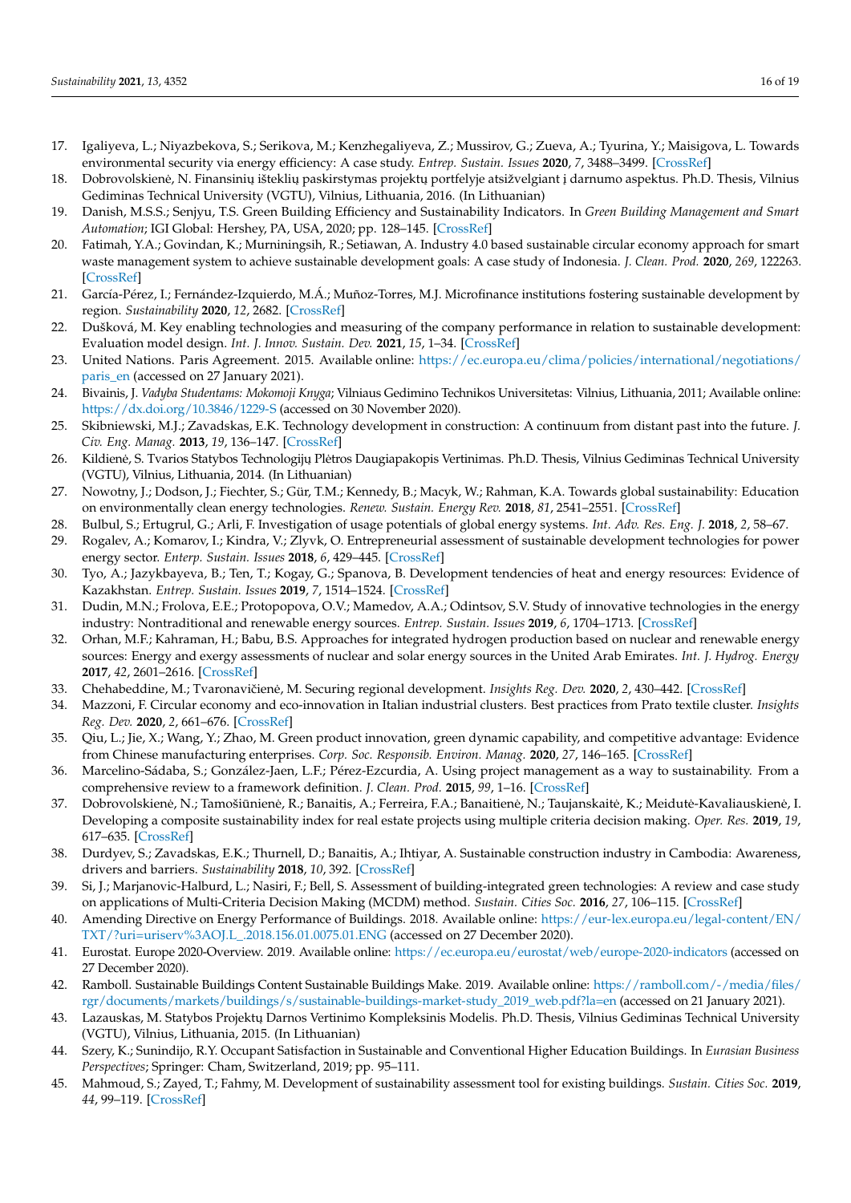17. Igaliyeva, L.; Niyazbekova, S.; Serikova, M.; Kenzhegaliyeva, Z.; Mussirov, G.; Zueva, A.; Tyurina, Y.; Maisigova, L. Towards environmental security via energy efficiency: A case study. *Entrep. Sustain. Issues* **2020**, *7*, 3488–3499. [CrossRef]
18. Dobrovolskienė, N. Finansinių išteklių paskirstymas projektų portfelyje atsižvelgiant į darnumo aspektus. Ph.D. Thesis, Vilnius Gediminas Technical University (VGTU), Vilnius, Lithuania, 2016. (In Lithuanian)
19. Danish, M.S.S.; Senjyu, T.S. Green Building Efficiency and Sustainability Indicators. In *Green Building Management and Smart Automation*; IGI Global: Hershey, PA, USA, 2020; pp. 128–145. [CrossRef]
20. Fatimah, Y.A.; Govindan, K.; Murniningsih, R.; Setiawan, A. Industry 4.0 based sustainable circular economy approach for smart waste management system to achieve sustainable development goals: A case study of Indonesia. *J. Clean. Prod.* **2020**, *269*, 122263. [CrossRef]
21. García-Pérez, I.; Fernández-Izquierdo, M.Á.; Muñoz-Torres, M.J. Microfinance institutions fostering sustainable development by region. *Sustainability* **2020**, *12*, 2682. [CrossRef]
22. Dušková, M. Key enabling technologies and measuring of the company performance in relation to sustainable development: Evaluation model design. *Int. J. Innov. Sustain. Dev.* **2021**, *15*, 1–34. [CrossRef]
23. United Nations. Paris Agreement. 2015. Available online: https://ec.europa.eu/clima/policies/international/negotiations/paris_en (accessed on 27 January 2021).
24. Bivainis, J. *Vadyba Studentams: Mokomoji Knyga*; Vilniaus Gedimino Technikos Universitetas: Vilnius, Lithuania, 2011; Available online: https://dx.doi.org/10.3846/1229-S (accessed on 30 November 2020).
25. Skibniewski, M.J.; Zavadskas, E.K. Technology development in construction: A continuum from distant past into the future. *J. Civ. Eng. Manag.* **2013**, *19*, 136–147. [CrossRef]
26. Kildienė, S. Tvarios Statybos Technologijų Plėtros Daugiapakopis Vertinimas. Ph.D. Thesis, Vilnius Gediminas Technical University (VGTU), Vilnius, Lithuania, 2014. (In Lithuanian)
27. Nowotny, J.; Dodson, J.; Fiechter, S.; Gür, T.M.; Kennedy, B.; Macyk, W.; Rahman, K.A. Towards global sustainability: Education on environmentally clean energy technologies. *Renew. Sustain. Energy Rev.* **2018**, *81*, 2541–2551. [CrossRef]
28. Bulbul, S.; Ertugrul, G.; Arli, F. Investigation of usage potentials of global energy systems. *Int. Adv. Res. Eng. J.* **2018**, *2*, 58–67.
29. Rogalev, A.; Komarov, I.; Kindra, V.; Zlyvk, O. Entrepreneurial assessment of sustainable development technologies for power energy sector. *Enterp. Sustain. Issues* **2018**, *6*, 429–445. [CrossRef]
30. Tyo, A.; Jazykbayeva, B.; Ten, T.; Kogay, G.; Spanova, B. Development tendencies of heat and energy resources: Evidence of Kazakhstan. *Entrep. Sustain. Issues* **2019**, *7*, 1514–1524. [CrossRef]
31. Dudin, M.N.; Frolova, E.E.; Protopopova, O.V.; Mamedov, A.A.; Odintsov, S.V. Study of innovative technologies in the energy industry: Nontraditional and renewable energy sources. *Entrep. Sustain. Issues* **2019**, *6*, 1704–1713. [CrossRef]
32. Orhan, M.F.; Kahraman, H.; Babu, B.S. Approaches for integrated hydrogen production based on nuclear and renewable energy sources: Energy and exergy assessments of nuclear and solar energy sources in the United Arab Emirates. *Int. J. Hydrog. Energy* **2017**, *42*, 2601–2616. [CrossRef]
33. Chehabeddine, M.; Tvaronavičienė, M. Securing regional development. *Insights Reg. Dev.* **2020**, *2*, 430–442. [CrossRef]
34. Mazzoni, F. Circular economy and eco-innovation in Italian industrial clusters. Best practices from Prato textile cluster. *Insights Reg. Dev.* **2020**, *2*, 661–676. [CrossRef]
35. Qiu, L.; Jie, X.; Wang, Y.; Zhao, M. Green product innovation, green dynamic capability, and competitive advantage: Evidence from Chinese manufacturing enterprises. *Corp. Soc. Responsib. Environ. Manag.* **2020**, *27*, 146–165. [CrossRef]
36. Marcelino-Sádaba, S.; González-Jaen, L.F.; Pérez-Ezcurdia, A. Using project management as a way to sustainability. From a comprehensive review to a framework definition. *J. Clean. Prod.* **2015**, *99*, 1–16. [CrossRef]
37. Dobrovolskienė, N.; Tamošiūnienė, R.; Banaitis, A.; Ferreira, F.A.; Banaitienė, N.; Taujanskaitė, K.; Meidutė-Kavaliauskienė, I. Developing a composite sustainability index for real estate projects using multiple criteria decision making. *Oper. Res.* **2019**, *19*, 617–635. [CrossRef]
38. Durdyev, S.; Zavadskas, E.K.; Thurnell, D.; Banaitis, A.; Ihtiyar, A. Sustainable construction industry in Cambodia: Awareness, drivers and barriers. *Sustainability* **2018**, *10*, 392. [CrossRef]
39. Si, J.; Marjanovic-Halburd, L.; Nasiri, F.; Bell, S. Assessment of building-integrated green technologies: A review and case study on applications of Multi-Criteria Decision Making (MCDM) method. *Sustain. Cities Soc.* **2016**, *27*, 106–115. [CrossRef]
40. Amending Directive on Energy Performance of Buildings. 2018. Available online: https://eur-lex.europa.eu/legal-content/EN/TXT/?uri=uriserv%3AOJ.L_.2018.156.01.0075.01.ENG (accessed on 27 December 2020).
41. Eurostat. Europe 2020-Overview. 2019. Available online: https://ec.europa.eu/eurostat/web/europe-2020-indicators (accessed on 27 December 2020).
42. Ramboll. Sustainable Buildings Content Sustainable Buildings Make. 2019. Available online: https://ramboll.com/-/media/files/rgr/documents/markets/buildings/s/sustainable-buildings-market-study_2019_web.pdf?la=en (accessed on 21 January 2021).
43. Lazauskas, M. Statybos Projektų Darnos Vertinimo Kompleksinis Modelis. Ph.D. Thesis, Vilnius Gediminas Technical University (VGTU), Vilnius, Lithuania, 2015. (In Lithuanian)
44. Szery, K.; Sunindijo, R.Y. Occupant Satisfaction in Sustainable and Conventional Higher Education Buildings. In *Eurasian Business Perspectives*; Springer: Cham, Switzerland, 2019; pp. 95–111.
45. Mahmoud, S.; Zayed, T.; Fahmy, M. Development of sustainability assessment tool for existing buildings. *Sustain. Cities Soc.* **2019**, *44*, 99–119. [CrossRef]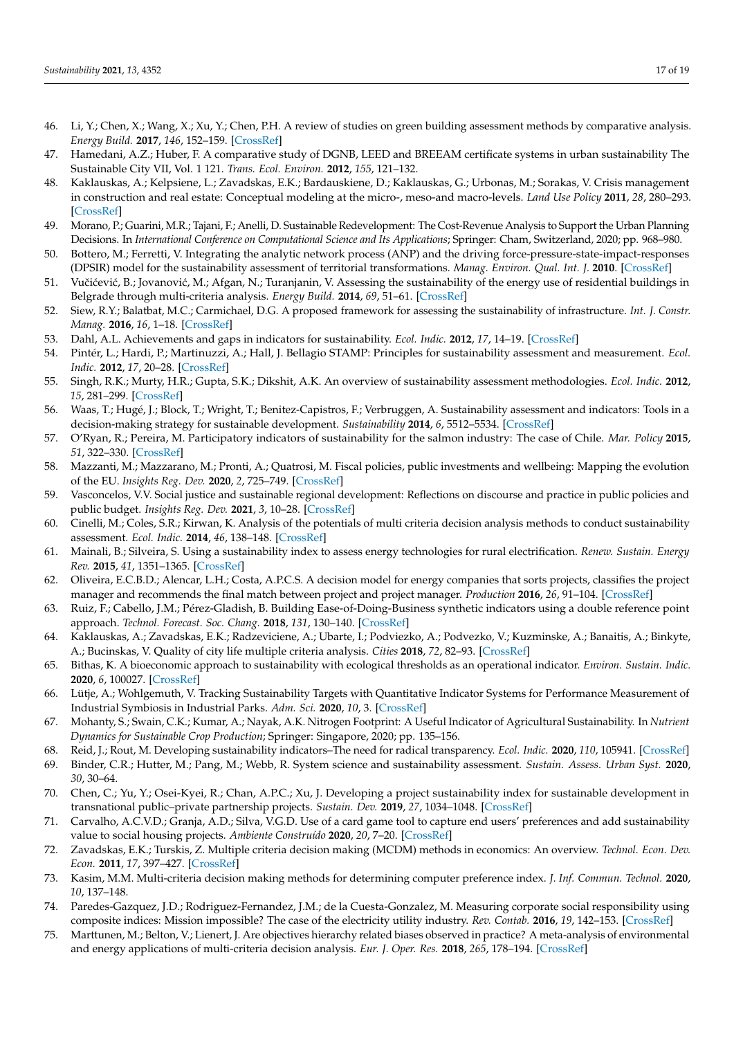46. Li, Y.; Chen, X.; Wang, X.; Xu, Y.; Chen, P.H. A review of studies on green building assessment methods by comparative analysis. *Energy Build.* **2017**, *146*, 152–159. [CrossRef]
47. Hamedani, A.Z.; Huber, F. A comparative study of DGNB, LEED and BREEAM certificate systems in urban sustainability The Sustainable City VII, Vol. 1 121. *Trans. Ecol. Environ.* **2012**, *155*, 121–132.
48. Kaklauskas, A.; Kelpsiene, L.; Zavadskas, E.K.; Bardauskiene, D.; Kaklauskas, G.; Urbonas, M.; Sorakas, V. Crisis management in construction and real estate: Conceptual modeling at the micro-, meso-and macro-levels. *Land Use Policy* **2011**, *28*, 280–293. [CrossRef]
49. Morano, P.; Guarini, M.R.; Tajani, F.; Anelli, D. Sustainable Redevelopment: The Cost-Revenue Analysis to Support the Urban Planning Decisions. In *International Conference on Computational Science and Its Applications*; Springer: Cham, Switzerland, 2020; pp. 968–980.
50. Bottero, M.; Ferretti, V. Integrating the analytic network process (ANP) and the driving force-pressure-state-impact-responses (DPSIR) model for the sustainability assessment of territorial transformations. *Manag. Environ. Qual. Int. J.* **2010**. [CrossRef]
51. Vučićević, B.; Jovanović, M.; Afgan, N.; Turanjanin, V. Assessing the sustainability of the energy use of residential buildings in Belgrade through multi-criteria analysis. *Energy Build.* **2014**, *69*, 51–61. [CrossRef]
52. Siew, R.Y.; Balatbat, M.C.; Carmichael, D.G. A proposed framework for assessing the sustainability of infrastructure. *Int. J. Constr. Manag.* **2016**, *16*, 1–18. [CrossRef]
53. Dahl, A.L. Achievements and gaps in indicators for sustainability. *Ecol. Indic.* **2012**, *17*, 14–19. [CrossRef]
54. Pintér, L.; Hardi, P.; Martinuzzi, A.; Hall, J. Bellagio STAMP: Principles for sustainability assessment and measurement. *Ecol. Indic.* **2012**, *17*, 20–28. [CrossRef]
55. Singh, R.K.; Murty, H.R.; Gupta, S.K.; Dikshit, A.K. An overview of sustainability assessment methodologies. *Ecol. Indic.* **2012**, *15*, 281–299. [CrossRef]
56. Waas, T.; Hugé, J.; Block, T.; Wright, T.; Benitez-Capistros, F.; Verbruggen, A. Sustainability assessment and indicators: Tools in a decision-making strategy for sustainable development. *Sustainability* **2014**, *6*, 5512–5534. [CrossRef]
57. O'Ryan, R.; Pereira, M. Participatory indicators of sustainability for the salmon industry: The case of Chile. *Mar. Policy* **2015**, *51*, 322–330. [CrossRef]
58. Mazzanti, M.; Mazzarano, M.; Pronti, A.; Quatrosi, M. Fiscal policies, public investments and wellbeing: Mapping the evolution of the EU. *Insights Reg. Dev.* **2020**, *2*, 725–749. [CrossRef]
59. Vasconcelos, V.V. Social justice and sustainable regional development: Reflections on discourse and practice in public policies and public budget. *Insights Reg. Dev.* **2021**, *3*, 10–28. [CrossRef]
60. Cinelli, M.; Coles, S.R.; Kirwan, K. Analysis of the potentials of multi criteria decision analysis methods to conduct sustainability assessment. *Ecol. Indic.* **2014**, *46*, 138–148. [CrossRef]
61. Mainali, B.; Silveira, S. Using a sustainability index to assess energy technologies for rural electrification. *Renew. Sustain. Energy Rev.* **2015**, *41*, 1351–1365. [CrossRef]
62. Oliveira, E.C.B.D.; Alencar, L.H.; Costa, A.P.C.S. A decision model for energy companies that sorts projects, classifies the project manager and recommends the final match between project and project manager. *Production* **2016**, *26*, 91–104. [CrossRef]
63. Ruiz, F.; Cabello, J.M.; Pérez-Gladish, B. Building Ease-of-Doing-Business synthetic indicators using a double reference point approach. *Technol. Forecast. Soc. Chang.* **2018**, *131*, 130–140. [CrossRef]
64. Kaklauskas, A.; Zavadskas, E.K.; Radzeviciene, A.; Ubarte, I.; Podviezko, A.; Podvezko, V.; Kuzminske, A.; Banaitis, A.; Binkyte, A.; Bucinskas, V. Quality of city life multiple criteria analysis. *Cities* **2018**, *72*, 82–93. [CrossRef]
65. Bithas, K. A bioeconomic approach to sustainability with ecological thresholds as an operational indicator. *Environ. Sustain. Indic.* **2020**, *6*, 100027. [CrossRef]
66. Lütje, A.; Wohlgemuth, V. Tracking Sustainability Targets with Quantitative Indicator Systems for Performance Measurement of Industrial Symbiosis in Industrial Parks. *Adm. Sci.* **2020**, *10*, 3. [CrossRef]
67. Mohanty, S.; Swain, C.K.; Kumar, A.; Nayak, A.K. Nitrogen Footprint: A Useful Indicator of Agricultural Sustainability. In *Nutrient Dynamics for Sustainable Crop Production*; Springer: Singapore, 2020; pp. 135–156.
68. Reid, J.; Rout, M. Developing sustainability indicators–The need for radical transparency. *Ecol. Indic.* **2020**, *110*, 105941. [CrossRef]
69. Binder, C.R.; Hutter, M.; Pang, M.; Webb, R. System science and sustainability assessment. *Sustain. Assess. Urban Syst.* **2020**, *30*, 30–64.
70. Chen, C.; Yu, Y.; Osei-Kyei, R.; Chan, A.P.C.; Xu, J. Developing a project sustainability index for sustainable development in transnational public–private partnership projects. *Sustain. Dev.* **2019**, *27*, 1034–1048. [CrossRef]
71. Carvalho, A.C.V.D.; Granja, A.D.; Silva, V.G.D. Use of a card game tool to capture end users' preferences and add sustainability value to social housing projects. *Ambiente Construído* **2020**, *20*, 7–20. [CrossRef]
72. Zavadskas, E.K.; Turskis, Z. Multiple criteria decision making (MCDM) methods in economics: An overview. *Technol. Econ. Dev. Econ.* **2011**, *17*, 397–427. [CrossRef]
73. Kasim, M.M. Multi-criteria decision making methods for determining computer preference index. *J. Inf. Commun. Technol.* **2020**, *10*, 137–148.
74. Paredes-Gazquez, J.D.; Rodriguez-Fernandez, J.M.; de la Cuesta-Gonzalez, M. Measuring corporate social responsibility using composite indices: Mission impossible? The case of the electricity utility industry. *Rev. Contab.* **2016**, *19*, 142–153. [CrossRef]
75. Marttunen, M.; Belton, V.; Lienert, J. Are objectives hierarchy related biases observed in practice? A meta-analysis of environmental and energy applications of multi-criteria decision analysis. *Eur. J. Oper. Res.* **2018**, *265*, 178–194. [CrossRef]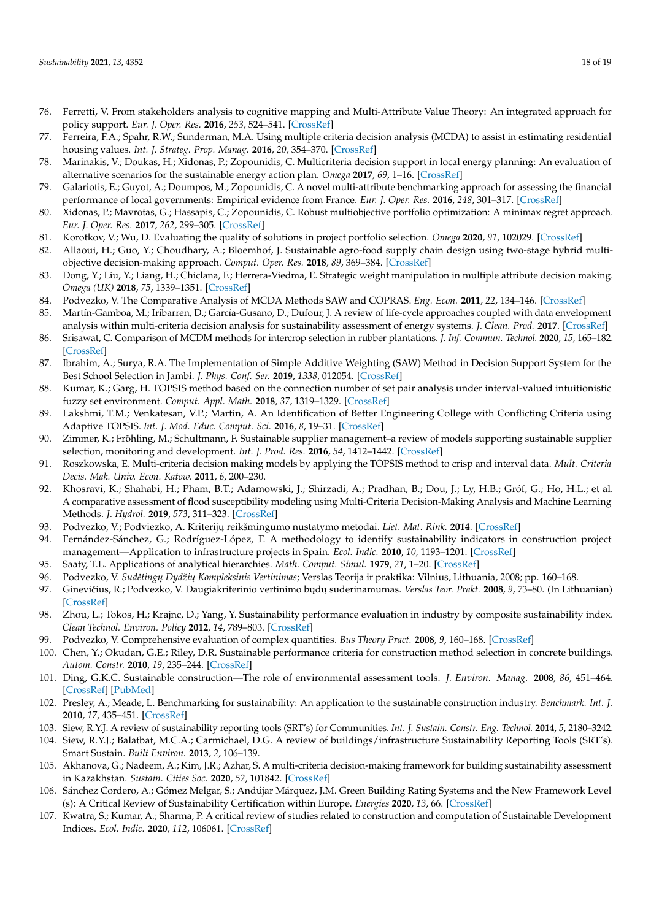76. Ferretti, V. From stakeholders analysis to cognitive mapping and Multi-Attribute Value Theory: An integrated approach for policy support. *Eur. J. Oper. Res.* **2016**, *253*, 524–541. [CrossRef]
77. Ferreira, F.A.; Spahr, R.W.; Sunderman, M.A. Using multiple criteria decision analysis (MCDA) to assist in estimating residential housing values. *Int. J. Strateg. Prop. Manag.* **2016**, *20*, 354–370. [CrossRef]
78. Marinakis, V.; Doukas, H.; Xidonas, P.; Zopounidis, C. Multicriteria decision support in local energy planning: An evaluation of alternative scenarios for the sustainable energy action plan. *Omega* **2017**, *69*, 1–16. [CrossRef]
79. Galariotis, E.; Guyot, A.; Doumpos, M.; Zopounidis, C. A novel multi-attribute benchmarking approach for assessing the financial performance of local governments: Empirical evidence from France. *Eur. J. Oper. Res.* **2016**, *248*, 301–317. [CrossRef]
80. Xidonas, P.; Mavrotas, G.; Hassapis, C.; Zopounidis, C. Robust multiobjective portfolio optimization: A minimax regret approach. *Eur. J. Oper. Res.* **2017**, *262*, 299–305. [CrossRef]
81. Korotkov, V.; Wu, D. Evaluating the quality of solutions in project portfolio selection. *Omega* **2020**, *91*, 102029. [CrossRef]
82. Allaoui, H.; Guo, Y.; Choudhary, A.; Bloemhof, J. Sustainable agro-food supply chain design using two-stage hybrid multi-objective decision-making approach. *Comput. Oper. Res.* **2018**, *89*, 369–384. [CrossRef]
83. Dong, Y.; Liu, Y.; Liang, H.; Chiclana, F.; Herrera-Viedma, E. Strategic weight manipulation in multiple attribute decision making. *Omega (UK)* **2018**, *75*, 1339–1351. [CrossRef]
84. Podvezko, V. The Comparative Analysis of MCDA Methods SAW and COPRAS. *Eng. Econ.* **2011**, *22*, 134–146. [CrossRef]
85. Martín-Gamboa, M.; Iribarren, D.; García-Gusano, D.; Dufour, J. A review of life-cycle approaches coupled with data envelopment analysis within multi-criteria decision analysis for sustainability assessment of energy systems. *J. Clean. Prod.* **2017**. [CrossRef]
86. Srisawat, C. Comparison of MCDM methods for intercrop selection in rubber plantations. *J. Inf. Commun. Technol.* **2020**, *15*, 165–182. [CrossRef]
87. Ibrahim, A.; Surya, R.A. The Implementation of Simple Additive Weighting (SAW) Method in Decision Support System for the Best School Selection in Jambi. *J. Phys. Conf. Ser.* **2019**, *1338*, 012054. [CrossRef]
88. Kumar, K.; Garg, H. TOPSIS method based on the connection number of set pair analysis under interval-valued intuitionistic fuzzy set environment. *Comput. Appl. Math.* **2018**, *37*, 1319–1329. [CrossRef]
89. Lakshmi, T.M.; Venkatesan, V.P.; Martin, A. An Identification of Better Engineering College with Conflicting Criteria using Adaptive TOPSIS. *Int. J. Mod. Educ. Comput. Sci.* **2016**, *8*, 19–31. [CrossRef]
90. Zimmer, K.; Fröhling, M.; Schultmann, F. Sustainable supplier management–a review of models supporting sustainable supplier selection, monitoring and development. *Int. J. Prod. Res.* **2016**, *54*, 1412–1442. [CrossRef]
91. Roszkowska, E. Multi-criteria decision making models by applying the TOPSIS method to crisp and interval data. *Mult. Criteria Decis. Mak. Univ. Econ. Katow.* **2011**, *6*, 200–230.
92. Khosravi, K.; Shahabi, H.; Pham, B.T.; Adamowski, J.; Shirzadi, A.; Pradhan, B.; Dou, J.; Ly, H.B.; Gróf, G.; Ho, H.L.; et al. A comparative assessment of flood susceptibility modeling using Multi-Criteria Decision-Making Analysis and Machine Learning Methods. *J. Hydrol.* **2019**, *573*, 311–323. [CrossRef]
93. Podvezko, V.; Podviezko, A. Kriterijų reikšmingumo nustatymo metodai. *Liet. Mat. Rink.* **2014**. [CrossRef]
94. Fernández-Sánchez, G.; Rodríguez-López, F. A methodology to identify sustainability indicators in construction project management—Application to infrastructure projects in Spain. *Ecol. Indic.* **2010**, *10*, 1193–1201. [CrossRef]
95. Saaty, T.L. Applications of analytical hierarchies. *Math. Comput. Simul.* **1979**, *21*, 1–20. [CrossRef]
96. Podvezko, V. *Sudėtingų Dydžių Kompleksinis Vertinimas*; Verslas Teorija ir praktika: Vilnius, Lithuania, 2008; pp. 160–168.
97. Ginevičius, R.; Podvezko, V. Daugiakriterinio vertinimo būdų suderinamumas. *Verslas Teor. Prakt.* **2008**, *9*, 73–80. (In Lithuanian) [CrossRef]
98. Zhou, L.; Tokos, H.; Krajnc, D.; Yang, Y. Sustainability performance evaluation in industry by composite sustainability index. *Clean Technol. Environ. Policy* **2012**, *14*, 789–803. [CrossRef]
99. Podvezko, V. Comprehensive evaluation of complex quantities. *Bus Theory Pract.* **2008**, *9*, 160–168. [CrossRef]
100. Chen, Y.; Okudan, G.E.; Riley, D.R. Sustainable performance criteria for construction method selection in concrete buildings. *Autom. Constr.* **2010**, *19*, 235–244. [CrossRef]
101. Ding, G.K.C. Sustainable construction—The role of environmental assessment tools. *J. Environ. Manag.* **2008**, *86*, 451–464. [CrossRef] [PubMed]
102. Presley, A.; Meade, L. Benchmarking for sustainability: An application to the sustainable construction industry. *Benchmark. Int. J.* **2010**, *17*, 435–451. [CrossRef]
103. Siew, R.Y.J. A review of sustainability reporting tools (SRT's) for Communities. *Int. J. Sustain. Constr. Eng. Technol.* **2014**, *5*, 2180–3242.
104. Siew, R.Y.J.; Balatbat, M.C.A.; Carmichael, D.G. A review of buildings/infrastructure Sustainability Reporting Tools (SRT's). Smart Sustain. *Built Environ.* **2013**, *2*, 106–139.
105. Akhanova, G.; Nadeem, A.; Kim, J.R.; Azhar, S. A multi-criteria decision-making framework for building sustainability assessment in Kazakhstan. *Sustain. Cities Soc.* **2020**, *52*, 101842. [CrossRef]
106. Sánchez Cordero, A.; Gómez Melgar, S.; Andújar Márquez, J.M. Green Building Rating Systems and the New Framework Level (s): A Critical Review of Sustainability Certification within Europe. *Energies* **2020**, *13*, 66. [CrossRef]
107. Kwatra, S.; Kumar, A.; Sharma, P. A critical review of studies related to construction and computation of Sustainable Development Indices. *Ecol. Indic.* **2020**, *112*, 106061. [CrossRef]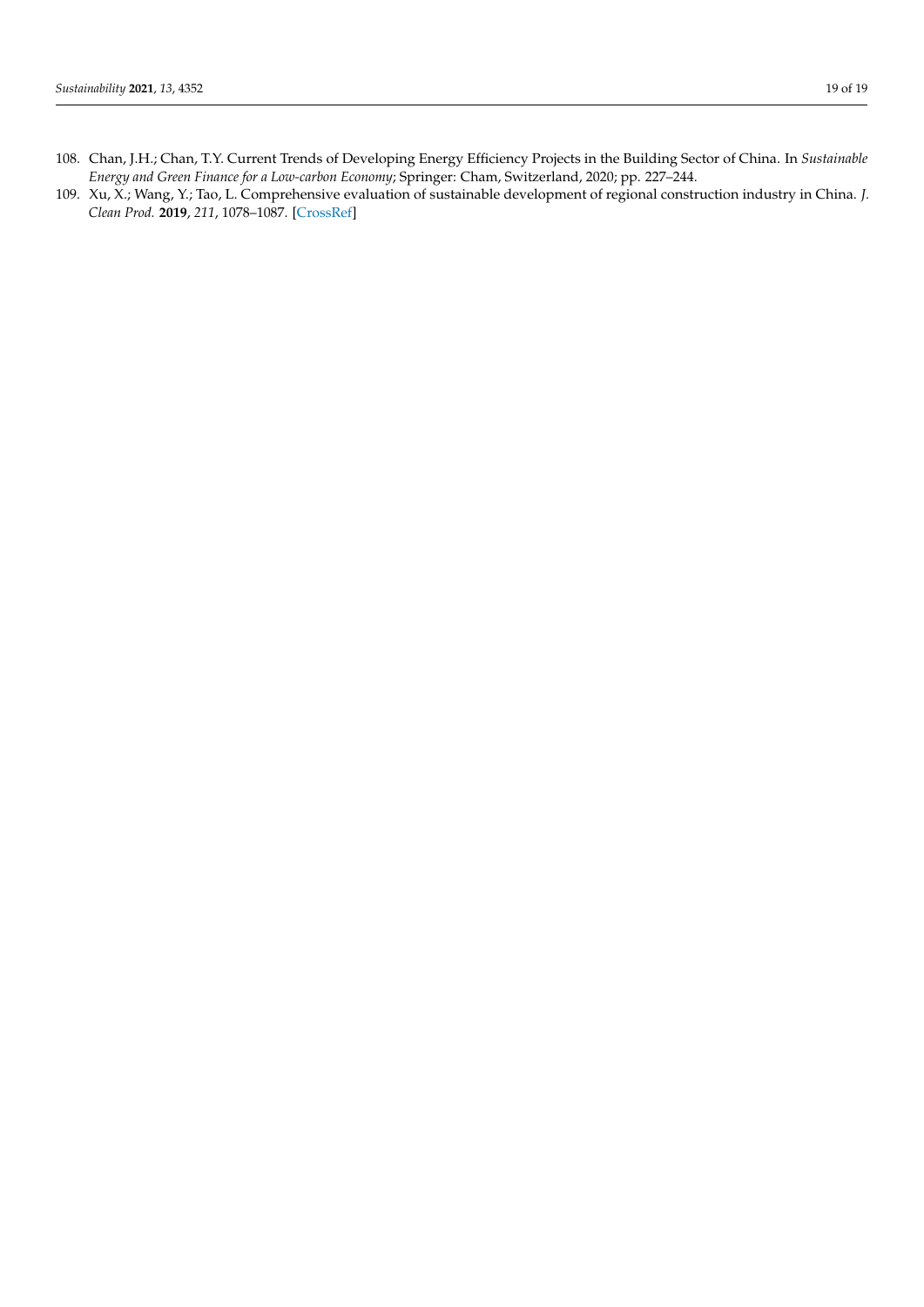108. Chan, J.H.; Chan, T.Y. Current Trends of Developing Energy Efficiency Projects in the Building Sector of China. In *Sustainable Energy and Green Finance for a Low-carbon Economy*; Springer: Cham, Switzerland, 2020; pp. 227–244.
109. Xu, X.; Wang, Y.; Tao, L. Comprehensive evaluation of sustainable development of regional construction industry in China. *J. Clean Prod.* **2019**, *211*, 1078–1087. [CrossRef]